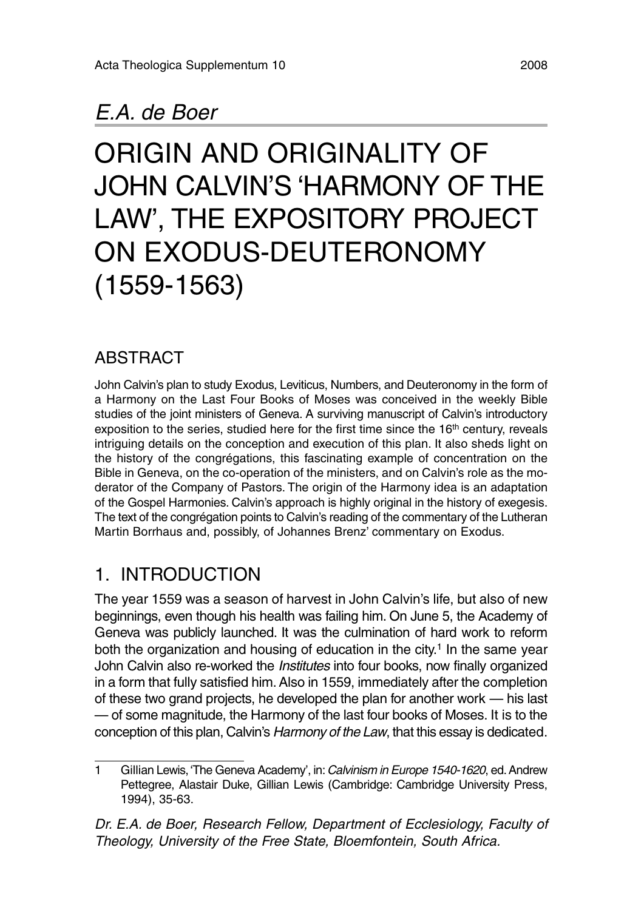*E.A. de Boer*

# ORIGIN AND ORIGINALITY OF JOHN CALVIN'S 'HARMONY OF THE LAW', THE EXPOSITORY PROJECT ON EXODUS-DEUTERONOMY (1559-1563)

## ABSTRACT

John Calvin's plan to study Exodus, Leviticus, Numbers, and Deuteronomy in the form of a Harmony on the Last Four Books of Moses was conceived in the weekly Bible studies of the joint ministers of Geneva. A surviving manuscript of Calvin's introductory exposition to the series, studied here for the first time since the 16th century, reveals intriguing details on the conception and execution of this plan. It also sheds light on the history of the congrégations, this fascinating example of concentration on the Bible in Geneva, on the co-operation of the ministers, and on Calvin's role as the moderator of the Company of Pastors. The origin of the Harmony idea is an adaptation of the Gospel Harmonies. Calvin's approach is highly original in the history of exegesis. The text of the congrégation points to Calvin's reading of the commentary of the Lutheran Martin Borrhaus and, possibly, of Johannes Brenz' commentary on Exodus.

## 1. INTRODUCTION

The year 1559 was a season of harvest in John Calvin's life, but also of new beginnings, even though his health was failing him. On June 5, the Academy of Geneva was publicly launched. It was the culmination of hard work to reform both the organization and housing of education in the city.[1] In the same year John Calvin also re-worked the *Institutes* into four books, now finally organized in a form that fully satisfied him. Also in 1559, immediately after the completion of these two grand projects, he developed the plan for another work — his last — of some magnitude, the Harmony of the last four books of Moses. It is to the conception of this plan, Calvin's *Harmony of the Law*, that this essay is dedicated.

---

1 Gillian Lewis, 'The Geneva Academy', in: *Calvinism in Europe 1540-1620*, ed. Andrew Pettegree, Alastair Duke, Gillian Lewis (Cambridge: Cambridge University Press, 1994), 35-63.

*Dr. E.A. de Boer, Research Fellow, Department of Ecclesiology, Faculty of Theology, University of the Free State, Bloemfontein, South Africa.*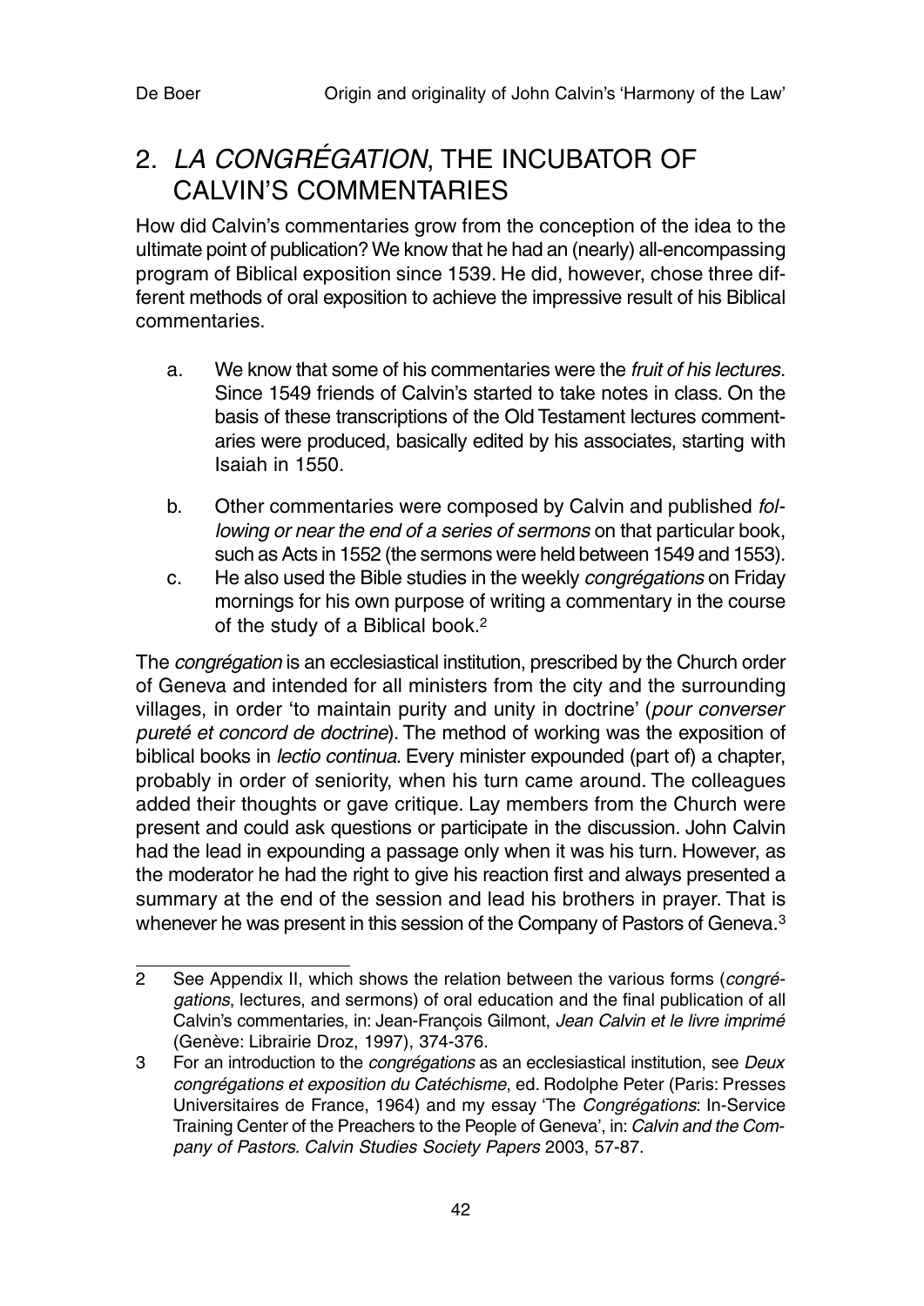## 2. *LA CONGRÉGATION*, THE INCUBATOR OF CALVIN'S COMMENTARIES

How did Calvin's commentaries grow from the conception of the idea to the ultimate point of publication? We know that he had an (nearly) all-encompassing program of Biblical exposition since 1539. He did, however, chose three different methods of oral exposition to achieve the impressive result of his Biblical commentaries.

a. We know that some of his commentaries were the *fruit of his lectures*. Since 1549 friends of Calvin's started to take notes in class. On the basis of these transcriptions of the Old Testament lectures commentaries were produced, basically edited by his associates, starting with Isaiah in 1550.

b. Other commentaries were composed by Calvin and published *following or near the end of a series of sermons* on that particular book, such as Acts in 1552 (the sermons were held between 1549 and 1553).

c. He also used the Bible studies in the weekly *congrégations* on Friday mornings for his own purpose of writing a commentary in the course of the study of a Biblical book.[2]

The *congrégation* is an ecclesiastical institution, prescribed by the Church order of Geneva and intended for all ministers from the city and the surrounding villages, in order 'to maintain purity and unity in doctrine' (*pour converser pureté et concord de doctrine*). The method of working was the exposition of biblical books in *lectio continua*. Every minister expounded (part of) a chapter, probably in order of seniority, when his turn came around. The colleagues added their thoughts or gave critique. Lay members from the Church were present and could ask questions or participate in the discussion. John Calvin had the lead in expounding a passage only when it was his turn. However, as the moderator he had the right to give his reaction first and always presented a summary at the end of the session and lead his brothers in prayer. That is whenever he was present in this session of the Company of Pastors of Geneva.[3]

---

2 See Appendix II, which shows the relation between the various forms (*congrégations*, lectures, and sermons) of oral education and the final publication of all Calvin's commentaries, in: Jean-François Gilmont, *Jean Calvin et le livre imprimé* (Genève: Librairie Droz, 1997), 374-376.

3 For an introduction to the *congrégations* as an ecclesiastical institution, see *Deux congrégations et exposition du Catéchisme*, ed. Rodolphe Peter (Paris: Presses Universitaires de France, 1964) and my essay 'The *Congrégations*: In-Service Training Center of the Preachers to the People of Geneva', in: *Calvin and the Company of Pastors. Calvin Studies Society Papers* 2003, 57-87.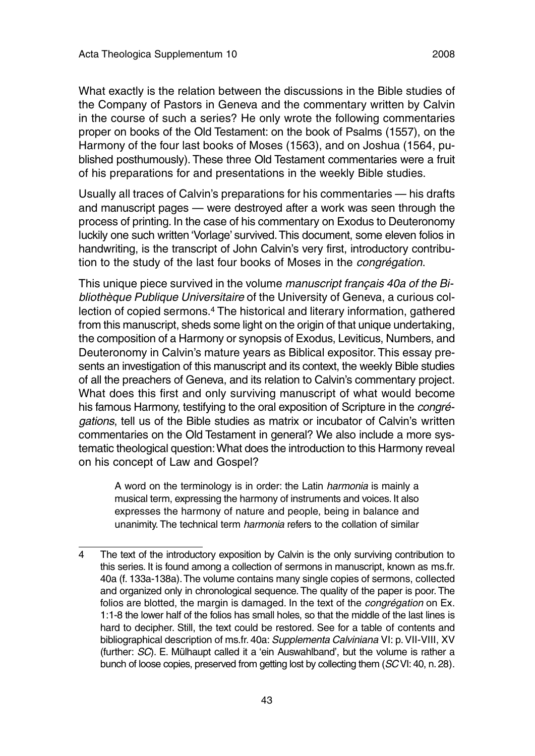What exactly is the relation between the discussions in the Bible studies of the Company of Pastors in Geneva and the commentary written by Calvin in the course of such a series? He only wrote the following commentaries proper on books of the Old Testament: on the book of Psalms (1557), on the Harmony of the four last books of Moses (1563), and on Joshua (1564, published posthumously). These three Old Testament commentaries were a fruit of his preparations for and presentations in the weekly Bible studies.

Usually all traces of Calvin's preparations for his commentaries — his drafts and manuscript pages — were destroyed after a work was seen through the process of printing. In the case of his commentary on Exodus to Deuteronomy luckily one such written 'Vorlage' survived. This document, some eleven folios in handwriting, is the transcript of John Calvin's very first, introductory contribution to the study of the last four books of Moses in the *congrégation*.

This unique piece survived in the volume *manuscript français 40a of the Bibliothèque Publique Universitaire* of the University of Geneva, a curious collection of copied sermons.[4] The historical and literary information, gathered from this manuscript, sheds some light on the origin of that unique undertaking, the composition of a Harmony or synopsis of Exodus, Leviticus, Numbers, and Deuteronomy in Calvin's mature years as Biblical expositor. This essay presents an investigation of this manuscript and its context, the weekly Bible studies of all the preachers of Geneva, and its relation to Calvin's commentary project. What does this first and only surviving manuscript of what would become his famous Harmony, testifying to the oral exposition of Scripture in the *congrégations*, tell us of the Bible studies as matrix or incubator of Calvin's written commentaries on the Old Testament in general? We also include a more systematic theological question: What does the introduction to this Harmony reveal on his concept of Law and Gospel?

> A word on the terminology is in order: the Latin *harmonia* is mainly a musical term, expressing the harmony of instruments and voices. It also expresses the harmony of nature and people, being in balance and unanimity. The technical term *harmonia* refers to the collation of similar

---

4 The text of the introductory exposition by Calvin is the only surviving contribution to this series. It is found among a collection of sermons in manuscript, known as ms.fr. 40a (f. 133a-138a). The volume contains many single copies of sermons, collected and organized only in chronological sequence. The quality of the paper is poor. The folios are blotted, the margin is damaged. In the text of the *congrégation* on Ex. 1:1-8 the lower half of the folios has small holes, so that the middle of the last lines is hard to decipher. Still, the text could be restored. See for a table of contents and bibliographical description of ms.fr. 40a: *Supplementa Calviniana* VI: p. VII-VIII, XV (further: *SC*). E. Mülhaupt called it a 'ein Auswahlband', but the volume is rather a bunch of loose copies, preserved from getting lost by collecting them (*SC* VI: 40, n. 28).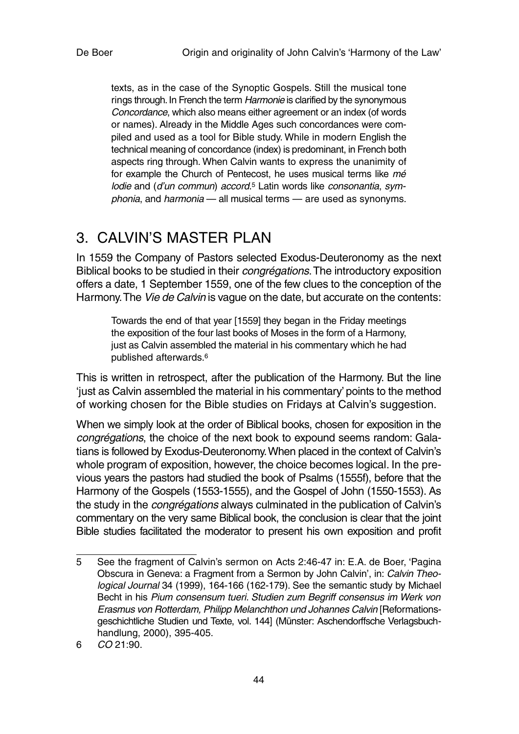texts, as in the case of the Synoptic Gospels. Still the musical tone rings through. In French the term *Harmonie* is clarified by the synonymous *Concordance*, which also means either agreement or an index (of words or names). Already in the Middle Ages such concordances were compiled and used as a tool for Bible study. While in modern English the technical meaning of concordance (index) is predominant, in French both aspects ring through. When Calvin wants to express the unanimity of for example the Church of Pentecost, he uses musical terms like *mélodie* and (*d'un commun*) *accord*.[5] Latin words like *consonantia*, *symphonia*, and *harmonia* — all musical terms — are used as synonyms.

## 3. CALVIN'S MASTER PLAN

In 1559 the Company of Pastors selected Exodus-Deuteronomy as the next Biblical books to be studied in their *congrégations*. The introductory exposition offers a date, 1 September 1559, one of the few clues to the conception of the Harmony. The *Vie de Calvin* is vague on the date, but accurate on the contents:

> Towards the end of that year [1559] they began in the Friday meetings the exposition of the four last books of Moses in the form of a Harmony, just as Calvin assembled the material in his commentary which he had published afterwards.[6]

This is written in retrospect, after the publication of the Harmony. But the line 'just as Calvin assembled the material in his commentary' points to the method of working chosen for the Bible studies on Fridays at Calvin's suggestion.

When we simply look at the order of Biblical books, chosen for exposition in the *congrégations*, the choice of the next book to expound seems random: Galatians is followed by Exodus-Deuteronomy. When placed in the context of Calvin's whole program of exposition, however, the choice becomes logical. In the previous years the pastors had studied the book of Psalms (1555f), before that the Harmony of the Gospels (1553-1555), and the Gospel of John (1550-1553). As the study in the *congrégations* always culminated in the publication of Calvin's commentary on the very same Biblical book, the conclusion is clear that the joint Bible studies facilitated the moderator to present his own exposition and profit

---

5 See the fragment of Calvin's sermon on Acts 2:46-47 in: E.A. de Boer, 'Pagina Obscura in Geneva: a Fragment from a Sermon by John Calvin', in: *Calvin Theological Journal* 34 (1999), 164-166 (162-179). See the semantic study by Michael Becht in his *Pium consensum tueri. Studien zum Begriff consensus im Werk von Erasmus von Rotterdam, Philipp Melanchthon und Johannes Calvin* [Reformationsgeschichtliche Studien und Texte, vol. 144] (Münster: Aschendorffsche Verlagsbuchhandlung, 2000), 395-405.

6 *CO* 21:90.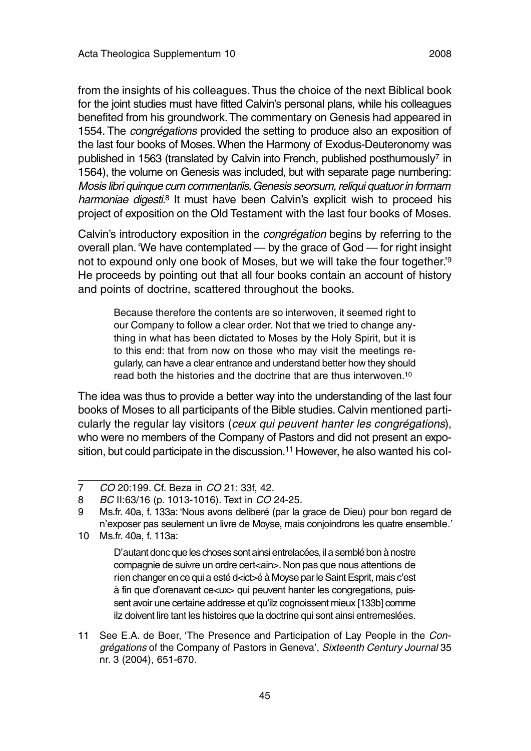from the insights of his colleagues. Thus the choice of the next Biblical book for the joint studies must have fitted Calvin's personal plans, while his colleagues benefited from his groundwork. The commentary on Genesis had appeared in 1554. The *congrégations* provided the setting to produce also an exposition of the last four books of Moses. When the Harmony of Exodus-Deuteronomy was published in 1563 (translated by Calvin into French, published posthumously[7] in 1564), the volume on Genesis was included, but with separate page numbering: *Mosis libri quinque cum commentariis. Genesis seorsum, reliqui quatuor in formam harmoniae digesti*.[8] It must have been Calvin's explicit wish to proceed his project of exposition on the Old Testament with the last four books of Moses.

Calvin's introductory exposition in the *congrégation* begins by referring to the overall plan. 'We have contemplated — by the grace of God — for right insight not to expound only one book of Moses, but we will take the four together.'[9] He proceeds by pointing out that all four books contain an account of history and points of doctrine, scattered throughout the books.

> Because therefore the contents are so interwoven, it seemed right to our Company to follow a clear order. Not that we tried to change anything in what has been dictated to Moses by the Holy Spirit, but it is to this end: that from now on those who may visit the meetings regularly, can have a clear entrance and understand better how they should read both the histories and the doctrine that are thus interwoven.[10]

The idea was thus to provide a better way into the understanding of the last four books of Moses to all participants of the Bible studies. Calvin mentioned particularly the regular lay visitors (*ceux qui peuvent hanter les congrégations*), who were no members of the Company of Pastors and did not present an exposition, but could participate in the discussion.[11] However, he also wanted his col-

---

7 *CO* 20:199. Cf. Beza in *CO* 21: 33f, 42.

8 *BC* II:63/16 (p. 1013-1016). Text in *CO* 24-25.

9 Ms.fr. 40a, f. 133a: 'Nous avons deliberé (par la grace de Dieu) pour bon regard de n'exposer pas seulement un livre de Moyse, mais conjoindrons les quatre ensemble.'

10 Ms.fr. 40a, f. 113a:

> D'autant donc que les choses sont ainsi entrelacées, il a semblé bon à nostre compagnie de suivre un ordre cert<ain>. Non pas que nous attentions de rien changer en ce qui a esté d<ict>é à Moyse par le Saint Esprit, mais c'est à fin que d'orenavant ce<ux> qui peuvent hanter les congregations, puissent avoir une certaine addresse et qu'ilz cognoissent mieux [133b] comme ilz doivent lire tant les histoires que la doctrine qui sont ainsi entremeslées.

11 See E.A. de Boer, 'The Presence and Participation of Lay People in the *Congrégations* of the Company of Pastors in Geneva', *Sixteenth Century Journal* 35 nr. 3 (2004), 651-670.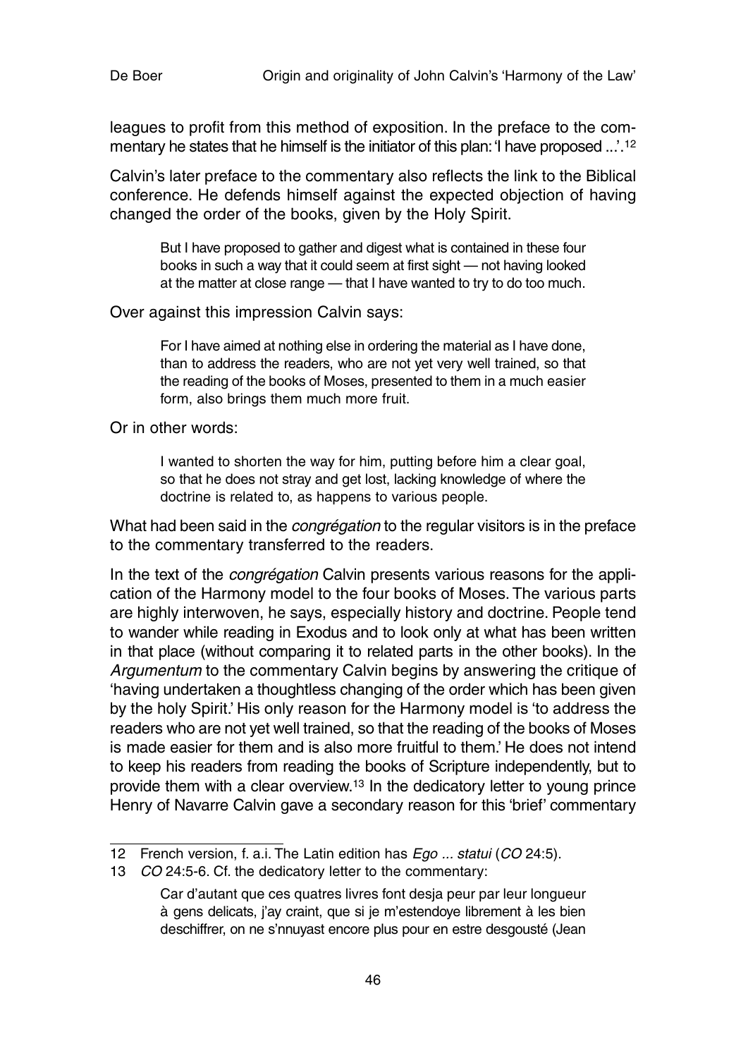leagues to profit from this method of exposition. In the preface to the commentary he states that he himself is the initiator of this plan: 'I have proposed ...'.[12]

Calvin's later preface to the commentary also reflects the link to the Biblical conference. He defends himself against the expected objection of having changed the order of the books, given by the Holy Spirit.

> But I have proposed to gather and digest what is contained in these four books in such a way that it could seem at first sight — not having looked at the matter at close range — that I have wanted to try to do too much.

Over against this impression Calvin says:

> For I have aimed at nothing else in ordering the material as I have done, than to address the readers, who are not yet very well trained, so that the reading of the books of Moses, presented to them in a much easier form, also brings them much more fruit.

Or in other words:

> I wanted to shorten the way for him, putting before him a clear goal, so that he does not stray and get lost, lacking knowledge of where the doctrine is related to, as happens to various people.

What had been said in the *congrégation* to the regular visitors is in the preface to the commentary transferred to the readers.

In the text of the *congrégation* Calvin presents various reasons for the application of the Harmony model to the four books of Moses. The various parts are highly interwoven, he says, especially history and doctrine. People tend to wander while reading in Exodus and to look only at what has been written in that place (without comparing it to related parts in the other books). In the *Argumentum* to the commentary Calvin begins by answering the critique of 'having undertaken a thoughtless changing of the order which has been given by the holy Spirit.' His only reason for the Harmony model is 'to address the readers who are not yet well trained, so that the reading of the books of Moses is made easier for them and is also more fruitful to them.' He does not intend to keep his readers from reading the books of Scripture independently, but to provide them with a clear overview.[13] In the dedicatory letter to young prince Henry of Navarre Calvin gave a secondary reason for this 'brief' commentary

---

12 French version, f. a.i. The Latin edition has *Ego ... statui* (*CO* 24:5).

13 *CO* 24:5-6. Cf. the dedicatory letter to the commentary:

> Car d'autant que ces quatres livres font desja peur par leur longueur à gens delicats, j'ay craint, que si je m'estendoye librement à les bien deschiffrer, on ne s'nnuyast encore plus pour en estre desgousté (Jean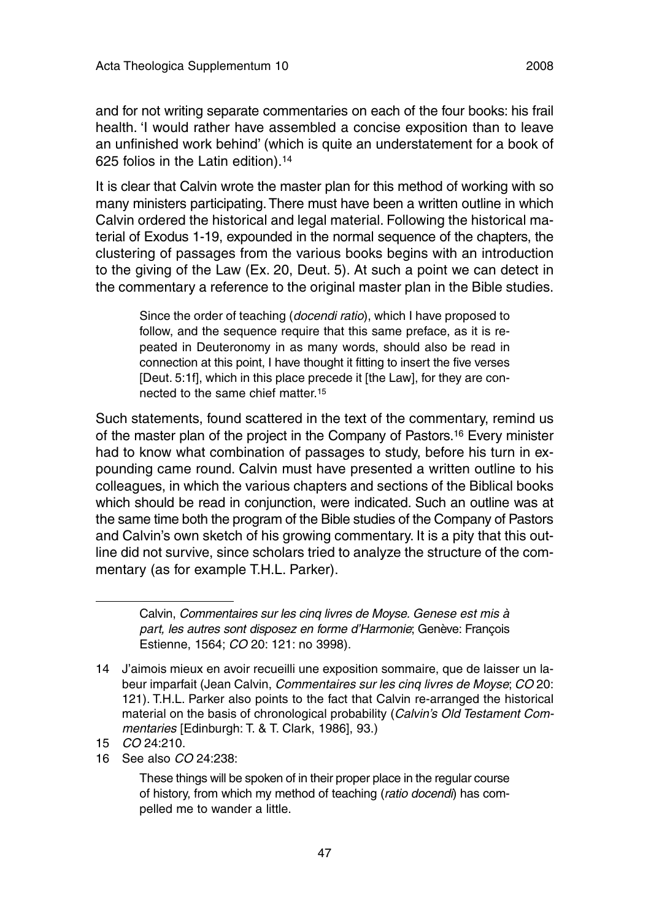and for not writing separate commentaries on each of the four books: his frail health. 'I would rather have assembled a concise exposition than to leave an unfinished work behind' (which is quite an understatement for a book of 625 folios in the Latin edition).[14]

It is clear that Calvin wrote the master plan for this method of working with so many ministers participating. There must have been a written outline in which Calvin ordered the historical and legal material. Following the historical material of Exodus 1-19, expounded in the normal sequence of the chapters, the clustering of passages from the various books begins with an introduction to the giving of the Law (Ex. 20, Deut. 5). At such a point we can detect in the commentary a reference to the original master plan in the Bible studies.

> Since the order of teaching (*docendi ratio*), which I have proposed to follow, and the sequence require that this same preface, as it is repeated in Deuteronomy in as many words, should also be read in connection at this point, I have thought it fitting to insert the five verses [Deut. 5:1f], which in this place precede it [the Law], for they are connected to the same chief matter.[15]

Such statements, found scattered in the text of the commentary, remind us of the master plan of the project in the Company of Pastors.[16] Every minister had to know what combination of passages to study, before his turn in expounding came round. Calvin must have presented a written outline to his colleagues, in which the various chapters and sections of the Biblical books which should be read in conjunction, were indicated. Such an outline was at the same time both the program of the Bible studies of the Company of Pastors and Calvin's own sketch of his growing commentary. It is a pity that this outline did not survive, since scholars tried to analyze the structure of the commentary (as for example T.H.L. Parker).

---

Calvin, *Commentaires sur les cinq livres de Moyse. Genese est mis à part, les autres sont disposez en forme d'Harmonie*; Genève: François Estienne, 1564; *CO* 20: 121: no 3998).

14 J'aimois mieux en avoir recueilli une exposition sommaire, que de laisser un labeur imparfait (Jean Calvin, *Commentaires sur les cinq livres de Moyse*; *CO* 20: 121). T.H.L. Parker also points to the fact that Calvin re-arranged the historical material on the basis of chronological probability (*Calvin's Old Testament Commentaries* [Edinburgh: T. & T. Clark, 1986], 93.)

15 *CO* 24:210.

16 See also *CO* 24:238:

> These things will be spoken of in their proper place in the regular course of history, from which my method of teaching (*ratio docendi*) has compelled me to wander a little.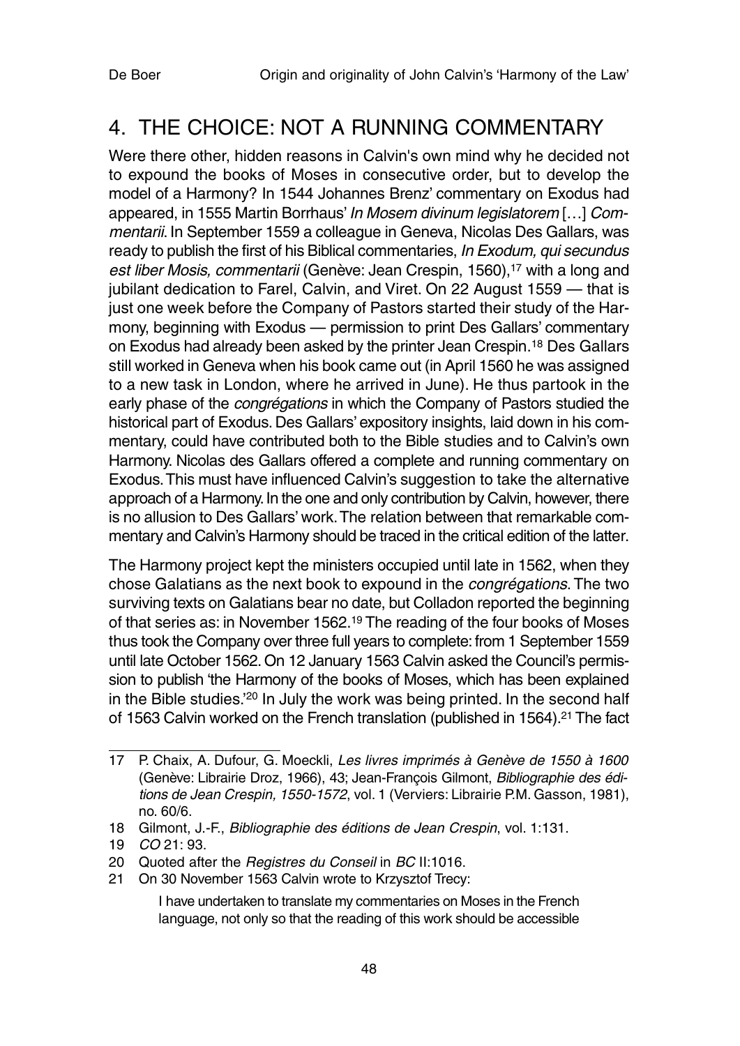## 4. THE CHOICE: NOT A RUNNING COMMENTARY

Were there other, hidden reasons in Calvin's own mind why he decided not to expound the books of Moses in consecutive order, but to develop the model of a Harmony? In 1544 Johannes Brenz' commentary on Exodus had appeared, in 1555 Martin Borrhaus' *In Mosem divinum legislatorem* […] *Commentarii*. In September 1559 a colleague in Geneva, Nicolas Des Gallars, was ready to publish the first of his Biblical commentaries, *In Exodum, qui secundus est liber Mosis, commentarii* (Genève: Jean Crespin, 1560),[17] with a long and jubilant dedication to Farel, Calvin, and Viret. On 22 August 1559 — that is just one week before the Company of Pastors started their study of the Harmony, beginning with Exodus — permission to print Des Gallars' commentary on Exodus had already been asked by the printer Jean Crespin.[18] Des Gallars still worked in Geneva when his book came out (in April 1560 he was assigned to a new task in London, where he arrived in June). He thus partook in the early phase of the *congrégations* in which the Company of Pastors studied the historical part of Exodus. Des Gallars' expository insights, laid down in his commentary, could have contributed both to the Bible studies and to Calvin's own Harmony. Nicolas des Gallars offered a complete and running commentary on Exodus. This must have influenced Calvin's suggestion to take the alternative approach of a Harmony. In the one and only contribution by Calvin, however, there is no allusion to Des Gallars' work. The relation between that remarkable commentary and Calvin's Harmony should be traced in the critical edition of the latter.

The Harmony project kept the ministers occupied until late in 1562, when they chose Galatians as the next book to expound in the *congrégations*. The two surviving texts on Galatians bear no date, but Colladon reported the beginning of that series as: in November 1562.[19] The reading of the four books of Moses thus took the Company over three full years to complete: from 1 September 1559 until late October 1562. On 12 January 1563 Calvin asked the Council's permission to publish 'the Harmony of the books of Moses, which has been explained in the Bible studies.'[20] In July the work was being printed. In the second half of 1563 Calvin worked on the French translation (published in 1564).[21] The fact

---

17 P. Chaix, A. Dufour, G. Moeckli, *Les livres imprimés à Genève de 1550 à 1600* (Genève: Librairie Droz, 1966), 43; Jean-François Gilmont, *Bibliographie des éditions de Jean Crespin, 1550-1572*, vol. 1 (Verviers: Librairie P.M. Gasson, 1981), no. 60/6.

18 Gilmont, J.-F., *Bibliographie des éditions de Jean Crespin*, vol. 1:131.

19 *CO* 21: 93.

20 Quoted after the *Registres du Conseil* in *BC* II:1016.

21 On 30 November 1563 Calvin wrote to Krzysztof Trecy:

> I have undertaken to translate my commentaries on Moses in the French language, not only so that the reading of this work should be accessible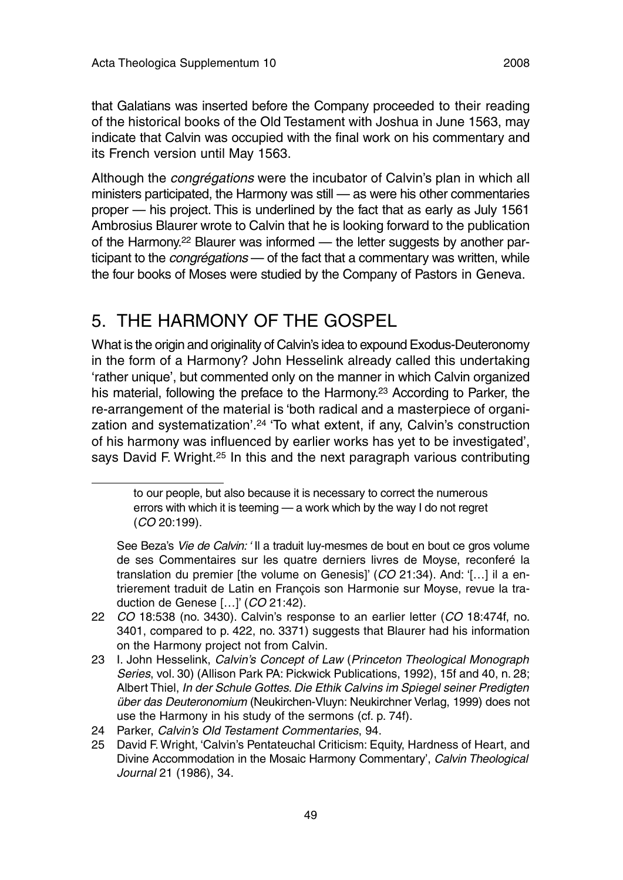that Galatians was inserted before the Company proceeded to their reading of the historical books of the Old Testament with Joshua in June 1563, may indicate that Calvin was occupied with the final work on his commentary and its French version until May 1563.

Although the *congrégations* were the incubator of Calvin's plan in which all ministers participated, the Harmony was still — as were his other commentaries proper — his project. This is underlined by the fact that as early as July 1561 Ambrosius Blaurer wrote to Calvin that he is looking forward to the publication of the Harmony.[22] Blaurer was informed — the letter suggests by another participant to the *congrégations* — of the fact that a commentary was written, while the four books of Moses were studied by the Company of Pastors in Geneva.

## 5. THE HARMONY OF THE GOSPEL

What is the origin and originality of Calvin's idea to expound Exodus-Deuteronomy in the form of a Harmony? John Hesselink already called this undertaking 'rather unique', but commented only on the manner in which Calvin organized his material, following the preface to the Harmony.[23] According to Parker, the re-arrangement of the material is 'both radical and a masterpiece of organization and systematization'.[24] 'To what extent, if any, Calvin's construction of his harmony was influenced by earlier works has yet to be investigated', says David F. Wright.[25] In this and the next paragraph various contributing

---

> to our people, but also because it is necessary to correct the numerous errors with which it is teeming — a work which by the way I do not regret (*CO* 20:199).

See Beza's *Vie de Calvin:* ' Il a traduit luy-mesmes de bout en bout ce gros volume de ses Commentaires sur les quatre derniers livres de Moyse, reconferé la translation du premier [the volume on Genesis]' (*CO* 21:34). And: '[…] il a entrierement traduit de Latin en François son Harmonie sur Moyse, revue la traduction de Genese […]' (*CO* 21:42).

22 *CO* 18:538 (no. 3430). Calvin's response to an earlier letter (*CO* 18:474f, no. 3401, compared to p. 422, no. 3371) suggests that Blaurer had his information on the Harmony project not from Calvin.

23 I. John Hesselink, *Calvin's Concept of Law* (*Princeton Theological Monograph Series*, vol. 30) (Allison Park PA: Pickwick Publications, 1992), 15f and 40, n. 28; Albert Thiel, *In der Schule Gottes. Die Ethik Calvins im Spiegel seiner Predigten über das Deuteronomium* (Neukirchen-Vluyn: Neukirchner Verlag, 1999) does not use the Harmony in his study of the sermons (cf. p. 74f).

24 Parker, *Calvin's Old Testament Commentaries*, 94.

25 David F. Wright, 'Calvin's Pentateuchal Criticism: Equity, Hardness of Heart, and Divine Accommodation in the Mosaic Harmony Commentary', *Calvin Theological Journal* 21 (1986), 34.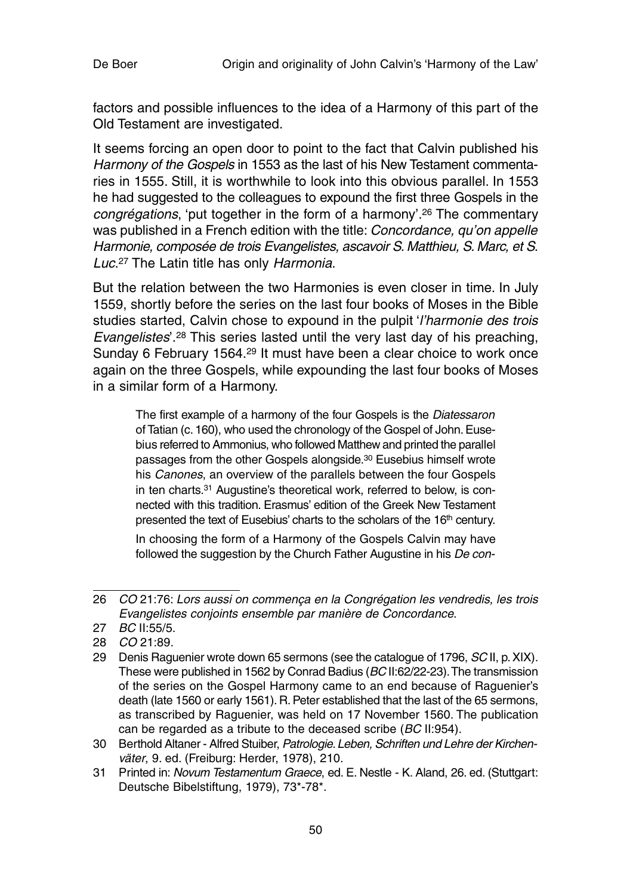factors and possible influences to the idea of a Harmony of this part of the Old Testament are investigated.

It seems forcing an open door to point to the fact that Calvin published his *Harmony of the Gospels* in 1553 as the last of his New Testament commentaries in 1555. Still, it is worthwhile to look into this obvious parallel. In 1553 he had suggested to the colleagues to expound the first three Gospels in the *congrégations*, 'put together in the form of a harmony'.[26] The commentary was published in a French edition with the title: *Concordance, qu'on appelle Harmonie, composée de trois Evangelistes, ascavoir S. Matthieu, S. Marc, et S. Luc*.[27] The Latin title has only *Harmonia*.

But the relation between the two Harmonies is even closer in time. In July 1559, shortly before the series on the last four books of Moses in the Bible studies started, Calvin chose to expound in the pulpit '*l'harmonie des trois Evangelistes*'.[28] This series lasted until the very last day of his preaching, Sunday 6 February 1564.[29] It must have been a clear choice to work once again on the three Gospels, while expounding the last four books of Moses in a similar form of a Harmony.

> The first example of a harmony of the four Gospels is the *Diatessaron* of Tatian (c. 160), who used the chronology of the Gospel of John. Eusebius referred to Ammonius, who followed Matthew and printed the parallel passages from the other Gospels alongside.[30] Eusebius himself wrote his *Canones*, an overview of the parallels between the four Gospels in ten charts.[31] Augustine's theoretical work, referred to below, is connected with this tradition. Erasmus' edition of the Greek New Testament presented the text of Eusebius' charts to the scholars of the 16th century.
>
> In choosing the form of a Harmony of the Gospels Calvin may have followed the suggestion by the Church Father Augustine in his *De con-*

---

26 *CO* 21:76: *Lors aussi on commença en la Congrégation les vendredis, les trois Evangelistes conjoints ensemble par manière de Concordance*.

27 *BC* II:55/5.

28 *CO* 21:89.

29 Denis Raguenier wrote down 65 sermons (see the catalogue of 1796, *SC* II, p. XIX). These were published in 1562 by Conrad Badius (*BC* II:62/22-23). The transmission of the series on the Gospel Harmony came to an end because of Raguenier's death (late 1560 or early 1561). R. Peter established that the last of the 65 sermons, as transcribed by Raguenier, was held on 17 November 1560. The publication can be regarded as a tribute to the deceased scribe (*BC* II:954).

30 Berthold Altaner - Alfred Stuiber, *Patrologie. Leben, Schriften und Lehre der Kirchenväter*, 9. ed. (Freiburg: Herder, 1978), 210.

31 Printed in: *Novum Testamentum Graece*, ed. E. Nestle - K. Aland, 26. ed. (Stuttgart: Deutsche Bibelstiftung, 1979), 73*-78*.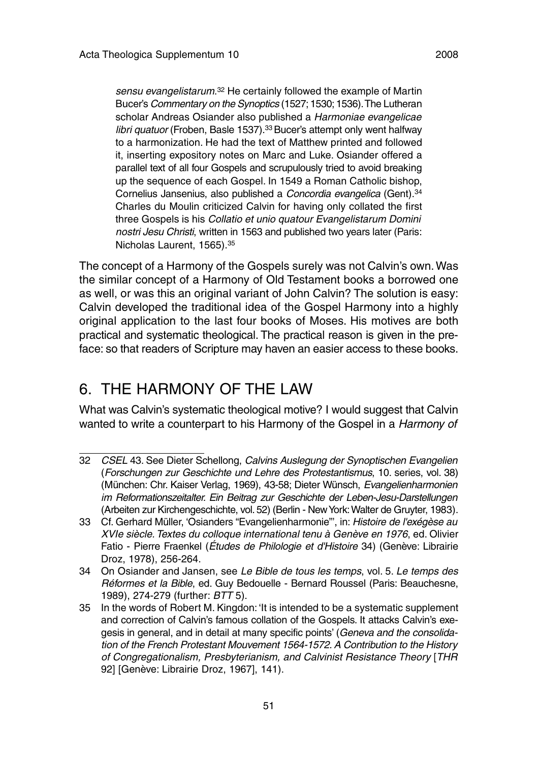*sensu evangelistarum*.[32] He certainly followed the example of Martin Bucer's *Commentary on the Synoptics* (1527; 1530; 1536). The Lutheran scholar Andreas Osiander also published a *Harmoniae evangelicae libri quatuor* (Froben, Basle 1537).[33] Bucer's attempt only went halfway to a harmonization. He had the text of Matthew printed and followed it, inserting expository notes on Marc and Luke. Osiander offered a parallel text of all four Gospels and scrupulously tried to avoid breaking up the sequence of each Gospel. In 1549 a Roman Catholic bishop, Cornelius Jansenius, also published a *Concordia evangelica* (Gent).[34] Charles du Moulin criticized Calvin for having only collated the first three Gospels is his *Collatio et unio quatour Evangelistarum Domini nostri Jesu Christi*, written in 1563 and published two years later (Paris: Nicholas Laurent, 1565).[35]

The concept of a Harmony of the Gospels surely was not Calvin's own. Was the similar concept of a Harmony of Old Testament books a borrowed one as well, or was this an original variant of John Calvin? The solution is easy: Calvin developed the traditional idea of the Gospel Harmony into a highly original application to the last four books of Moses. His motives are both practical and systematic theological. The practical reason is given in the preface: so that readers of Scripture may haven an easier access to these books.

## 6. THE HARMONY OF THE LAW

What was Calvin's systematic theological motive? I would suggest that Calvin wanted to write a counterpart to his Harmony of the Gospel in a *Harmony of*

---

32 *CSEL* 43. See Dieter Schellong, *Calvins Auslegung der Synoptischen Evangelien* (*Forschungen zur Geschichte und Lehre des Protestantismus*, 10. series, vol. 38) (München: Chr. Kaiser Verlag, 1969), 43-58; Dieter Wünsch, *Evangelienharmonien im Reformationszeitalter. Ein Beitrag zur Geschichte der Leben-Jesu-Darstellungen* (Arbeiten zur Kirchengeschichte, vol. 52) (Berlin - New York: Walter de Gruyter, 1983).

33 Cf. Gerhard Müller, 'Osianders "Evangelienharmonie"', in: *Histoire de l'exégèse au XVIe siècle. Textes du colloque international tenu à Genève en 1976*, ed. Olivier Fatio - Pierre Fraenkel (*Études de Philologie et d'Histoire* 34) (Genève: Librairie Droz, 1978), 256-264.

34 On Osiander and Jansen, see *Le Bible de tous les temps*, vol. 5. *Le temps des Réformes et la Bible*, ed. Guy Bedouelle - Bernard Roussel (Paris: Beauchesne, 1989), 274-279 (further: *BTT* 5).

35 In the words of Robert M. Kingdon: 'It is intended to be a systematic supplement and correction of Calvin's famous collation of the Gospels. It attacks Calvin's exegesis in general, and in detail at many specific points' (*Geneva and the consolidation of the French Protestant Mouvement 1564-1572. A Contribution to the History of Congregationalism, Presbyterianism, and Calvinist Resistance Theory* [*THR* 92] [Genève: Librairie Droz, 1967], 141).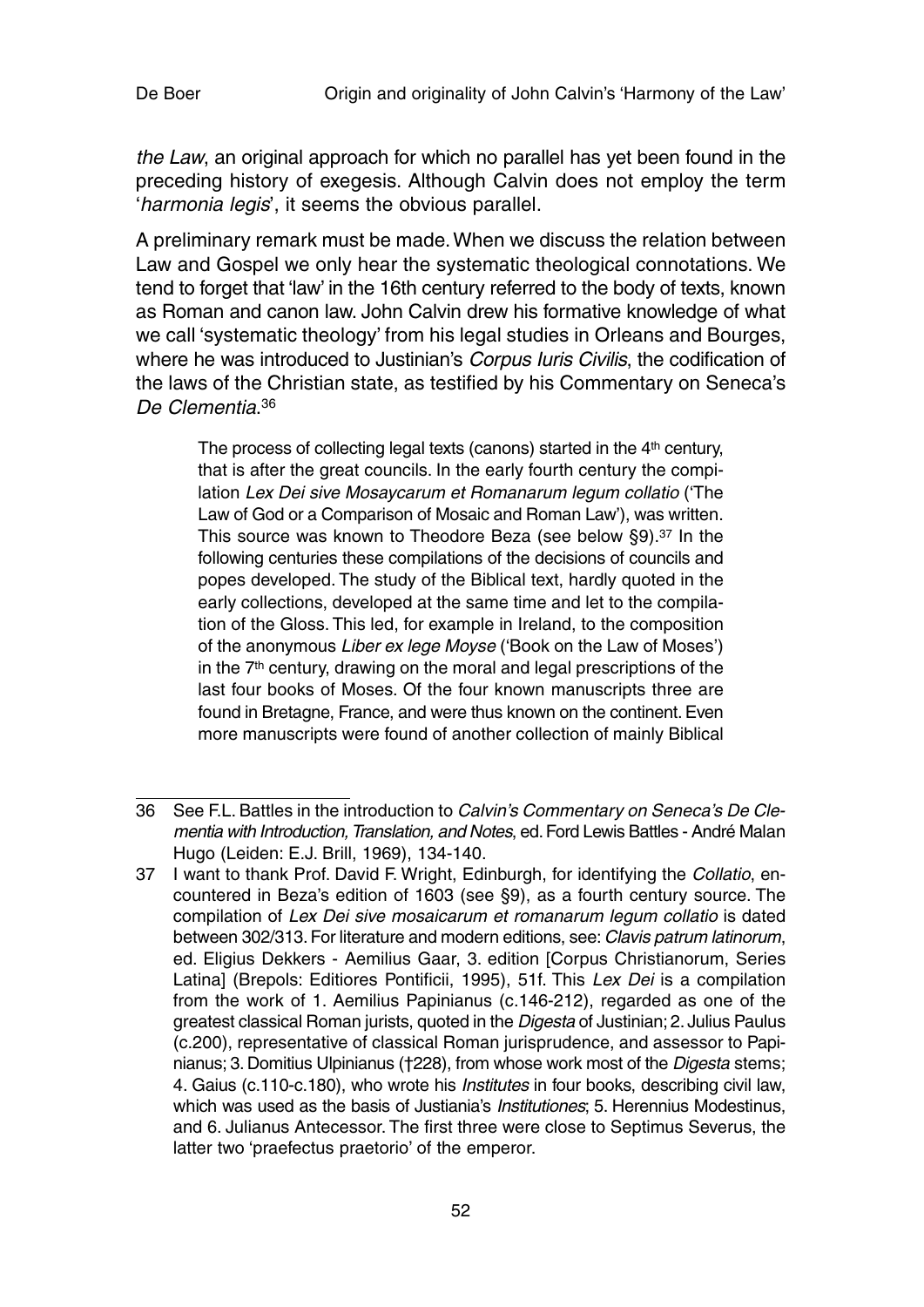*the Law*, an original approach for which no parallel has yet been found in the preceding history of exegesis. Although Calvin does not employ the term '*harmonia legis*', it seems the obvious parallel.

A preliminary remark must be made. When we discuss the relation between Law and Gospel we only hear the systematic theological connotations. We tend to forget that 'law' in the 16th century referred to the body of texts, known as Roman and canon law. John Calvin drew his formative knowledge of what we call 'systematic theology' from his legal studies in Orleans and Bourges, where he was introduced to Justinian's *Corpus Iuris Civilis*, the codification of the laws of the Christian state, as testified by his Commentary on Seneca's *De Clementia*.[36]

> The process of collecting legal texts (canons) started in the 4th century, that is after the great councils. In the early fourth century the compilation *Lex Dei sive Mosaycarum et Romanarum legum collatio* ('The Law of God or a Comparison of Mosaic and Roman Law'), was written. This source was known to Theodore Beza (see below §9).[37] In the following centuries these compilations of the decisions of councils and popes developed. The study of the Biblical text, hardly quoted in the early collections, developed at the same time and let to the compilation of the Gloss. This led, for example in Ireland, to the composition of the anonymous *Liber ex lege Moyse* ('Book on the Law of Moses') in the 7th century, drawing on the moral and legal prescriptions of the last four books of Moses. Of the four known manuscripts three are found in Bretagne, France, and were thus known on the continent. Even more manuscripts were found of another collection of mainly Biblical

---

36 See F.L. Battles in the introduction to *Calvin's Commentary on Seneca's De Clementia with Introduction, Translation, and Notes*, ed. Ford Lewis Battles - André Malan Hugo (Leiden: E.J. Brill, 1969), 134-140.

37 I want to thank Prof. David F. Wright, Edinburgh, for identifying the *Collatio*, encountered in Beza's edition of 1603 (see §9), as a fourth century source. The compilation of *Lex Dei sive mosaicarum et romanarum legum collatio* is dated between 302/313. For literature and modern editions, see: *Clavis patrum latinorum*, ed. Eligius Dekkers - Aemilius Gaar, 3. edition [Corpus Christianorum, Series Latina] (Brepols: Editiores Pontificii, 1995), 51f. This *Lex Dei* is a compilation from the work of 1. Aemilius Papinianus (c.146-212), regarded as one of the greatest classical Roman jurists, quoted in the *Digesta* of Justinian; 2. Julius Paulus (c.200), representative of classical Roman jurisprudence, and assessor to Papinianus; 3. Domitius Ulpinianus (†228), from whose work most of the *Digesta* stems; 4. Gaius (c.110-c.180), who wrote his *Institutes* in four books, describing civil law, which was used as the basis of Justiania's *Institutiones*; 5. Herennius Modestinus, and 6. Julianus Antecessor. The first three were close to Septimus Severus, the latter two 'praefectus praetorio' of the emperor.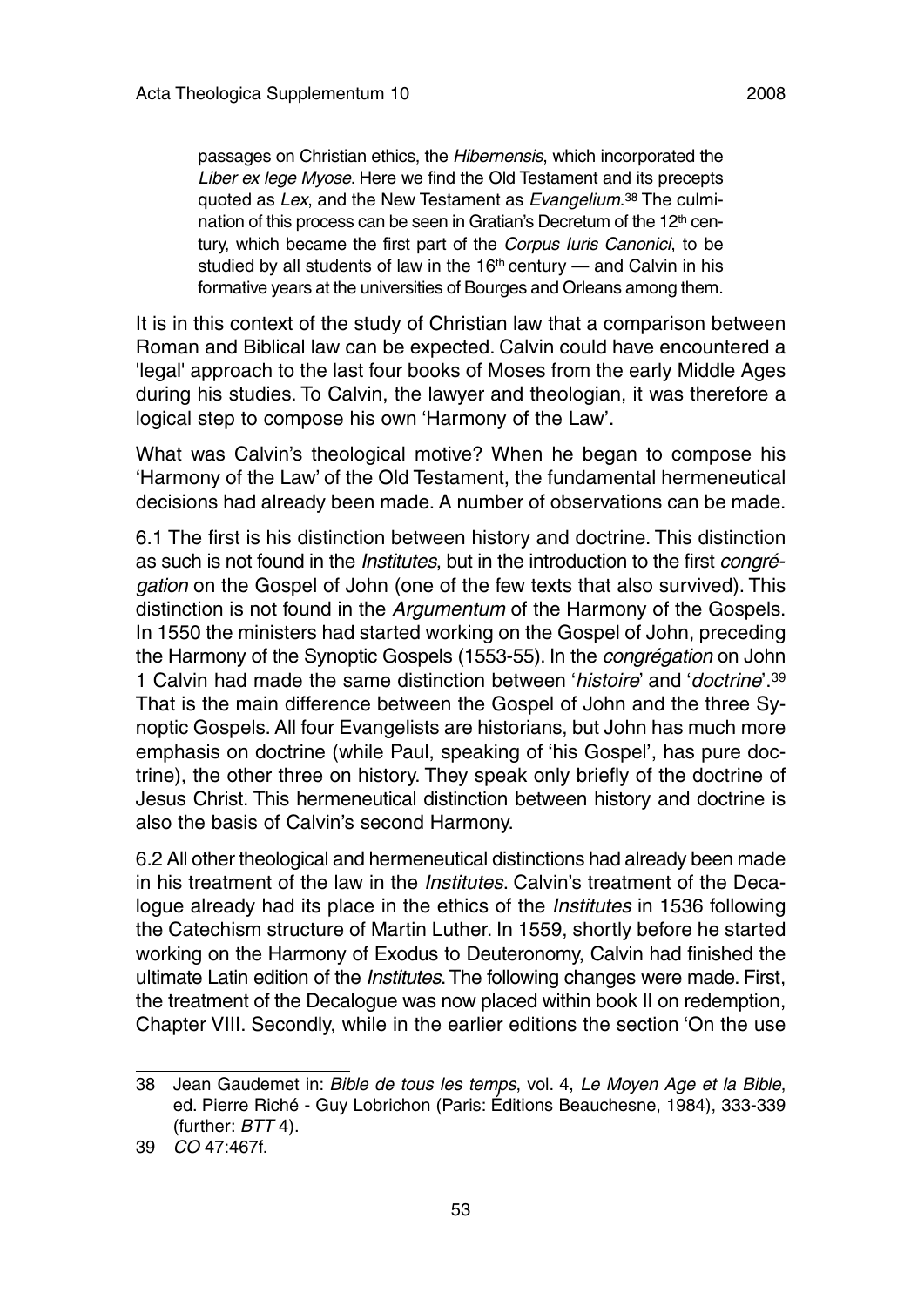> passages on Christian ethics, the *Hibernensis*, which incorporated the *Liber ex lege Myose*. Here we find the Old Testament and its precepts quoted as *Lex*, and the New Testament as *Evangelium*.[38] The culmination of this process can be seen in Gratian's Decretum of the 12th century, which became the first part of the *Corpus Iuris Canonici*, to be studied by all students of law in the 16th century — and Calvin in his formative years at the universities of Bourges and Orleans among them.

It is in this context of the study of Christian law that a comparison between Roman and Biblical law can be expected. Calvin could have encountered a 'legal' approach to the last four books of Moses from the early Middle Ages during his studies. To Calvin, the lawyer and theologian, it was therefore a logical step to compose his own 'Harmony of the Law'.

What was Calvin's theological motive? When he began to compose his 'Harmony of the Law' of the Old Testament, the fundamental hermeneutical decisions had already been made. A number of observations can be made.

6.1 The first is his distinction between history and doctrine. This distinction as such is not found in the *Institutes*, but in the introduction to the first *congrégation* on the Gospel of John (one of the few texts that also survived). This distinction is not found in the *Argumentum* of the Harmony of the Gospels. In 1550 the ministers had started working on the Gospel of John, preceding the Harmony of the Synoptic Gospels (1553-55). In the *congrégation* on John 1 Calvin had made the same distinction between '*histoire*' and '*doctrine*'.[39] That is the main difference between the Gospel of John and the three Synoptic Gospels. All four Evangelists are historians, but John has much more emphasis on doctrine (while Paul, speaking of 'his Gospel', has pure doctrine), the other three on history. They speak only briefly of the doctrine of Jesus Christ. This hermeneutical distinction between history and doctrine is also the basis of Calvin's second Harmony.

6.2 All other theological and hermeneutical distinctions had already been made in his treatment of the law in the *Institutes*. Calvin's treatment of the Decalogue already had its place in the ethics of the *Institutes* in 1536 following the Catechism structure of Martin Luther. In 1559, shortly before he started working on the Harmony of Exodus to Deuteronomy, Calvin had finished the ultimate Latin edition of the *Institutes*. The following changes were made. First, the treatment of the Decalogue was now placed within book II on redemption, Chapter VIII. Secondly, while in the earlier editions the section 'On the use

---

38 Jean Gaudemet in: *Bible de tous les temps*, vol. 4, *Le Moyen Age et la Bible*, ed. Pierre Riché - Guy Lobrichon (Paris: Éditions Beauchesne, 1984), 333-339 (further: *BTT* 4).

39 *CO* 47:467f.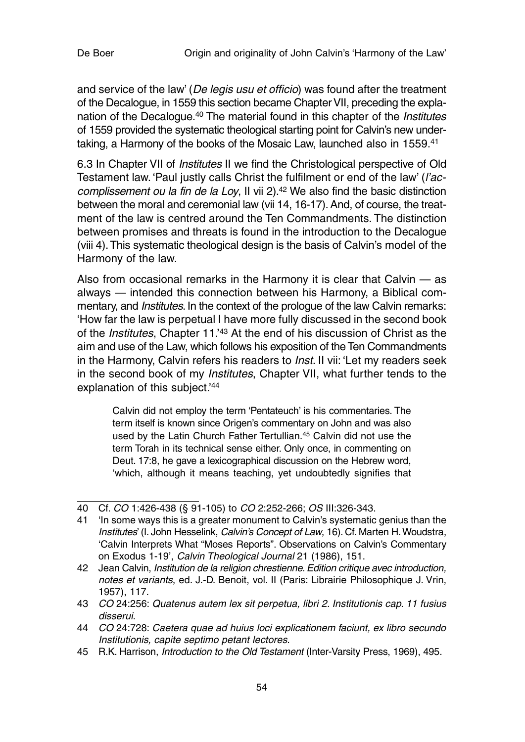and service of the law' (*De legis usu et officio*) was found after the treatment of the Decalogue, in 1559 this section became Chapter VII, preceding the explanation of the Decalogue.[40] The material found in this chapter of the *Institutes* of 1559 provided the systematic theological starting point for Calvin's new undertaking, a Harmony of the books of the Mosaic Law, launched also in 1559.[41]

6.3 In Chapter VII of *Institutes* II we find the Christological perspective of Old Testament law. 'Paul justly calls Christ the fulfilment or end of the law' (*l'accomplissement ou la fin de la Loy*, II vii 2).[42] We also find the basic distinction between the moral and ceremonial law (vii 14, 16-17). And, of course, the treatment of the law is centred around the Ten Commandments. The distinction between promises and threats is found in the introduction to the Decalogue (viii 4). This systematic theological design is the basis of Calvin's model of the Harmony of the law.

Also from occasional remarks in the Harmony it is clear that Calvin — as always — intended this connection between his Harmony, a Biblical commentary, and *Institutes*. In the context of the prologue of the law Calvin remarks: 'How far the law is perpetual I have more fully discussed in the second book of the *Institutes*, Chapter 11.'[43] At the end of his discussion of Christ as the aim and use of the Law, which follows his exposition of the Ten Commandments in the Harmony, Calvin refers his readers to *Inst*. II vii: 'Let my readers seek in the second book of my *Institutes*, Chapter VII, what further tends to the explanation of this subject.'[44]

> Calvin did not employ the term 'Pentateuch' is his commentaries. The term itself is known since Origen's commentary on John and was also used by the Latin Church Father Tertullian.[45] Calvin did not use the term Torah in its technical sense either. Only once, in commenting on Deut. 17:8, he gave a lexicographical discussion on the Hebrew word, 'which, although it means teaching, yet undoubtedly signifies that

---

40 Cf. *CO* 1:426-438 (§ 91-105) to *CO* 2:252-266; *OS* III:326-343.

41 'In some ways this is a greater monument to Calvin's systematic genius than the *Institutes*' (I. John Hesselink, *Calvin's Concept of Law*, 16). Cf. Marten H. Woudstra, 'Calvin Interprets What "Moses Reports". Observations on Calvin's Commentary on Exodus 1-19', *Calvin Theological Journal* 21 (1986), 151.

42 Jean Calvin, *Institution de la religion chrestienne. Edition critique avec introduction, notes et variants*, ed. J.-D. Benoit, vol. II (Paris: Librairie Philosophique J. Vrin, 1957), 117.

43 *CO* 24:256: *Quatenus autem lex sit perpetua, libri 2. Institutionis cap. 11 fusius disserui*.

44 *CO* 24:728: *Caetera quae ad huius loci explicationem faciunt, ex libro secundo Institutionis, capite septimo petant lectores*.

45 R.K. Harrison, *Introduction to the Old Testament* (Inter-Varsity Press, 1969), 495.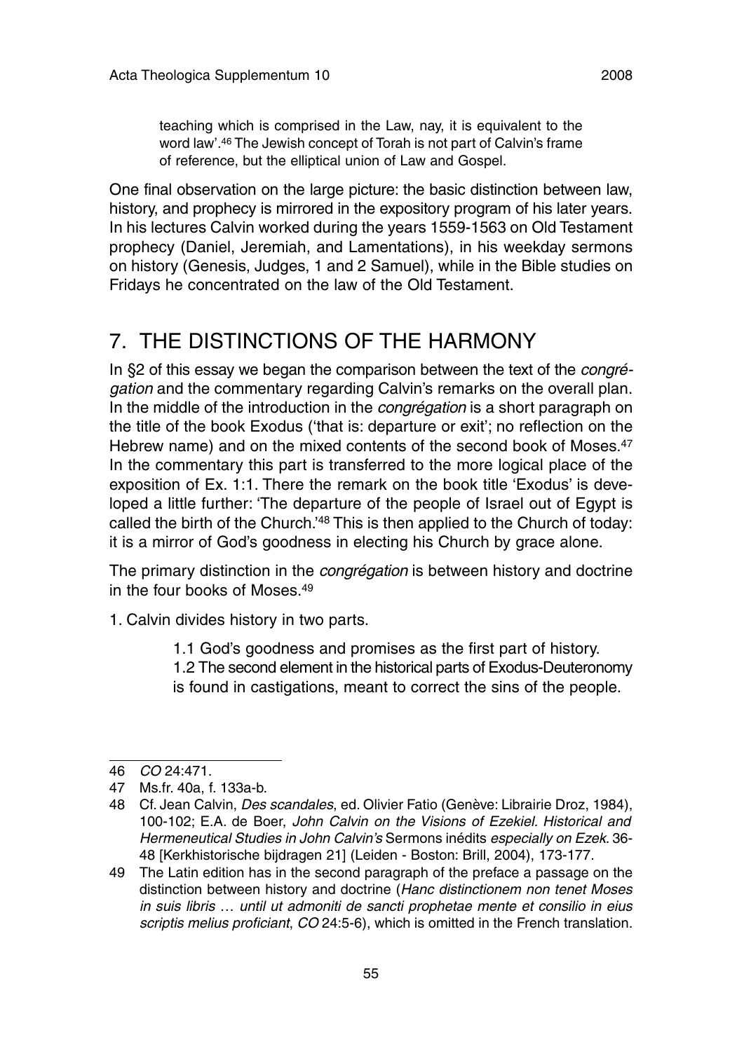> teaching which is comprised in the Law, nay, it is equivalent to the word law'.[46] The Jewish concept of Torah is not part of Calvin's frame of reference, but the elliptical union of Law and Gospel.

One final observation on the large picture: the basic distinction between law, history, and prophecy is mirrored in the expository program of his later years. In his lectures Calvin worked during the years 1559-1563 on Old Testament prophecy (Daniel, Jeremiah, and Lamentations), in his weekday sermons on history (Genesis, Judges, 1 and 2 Samuel), while in the Bible studies on Fridays he concentrated on the law of the Old Testament.

## 7. THE DISTINCTIONS OF THE HARMONY

In §2 of this essay we began the comparison between the text of the *congrégation* and the commentary regarding Calvin's remarks on the overall plan. In the middle of the introduction in the *congrégation* is a short paragraph on the title of the book Exodus ('that is: departure or exit'; no reflection on the Hebrew name) and on the mixed contents of the second book of Moses.[47] In the commentary this part is transferred to the more logical place of the exposition of Ex. 1:1. There the remark on the book title 'Exodus' is developed a little further: 'The departure of the people of Israel out of Egypt is called the birth of the Church.'[48] This is then applied to the Church of today: it is a mirror of God's goodness in electing his Church by grace alone.

The primary distinction in the *congrégation* is between history and doctrine in the four books of Moses.[49]

1. Calvin divides history in two parts.

    1.1 God's goodness and promises as the first part of history.
    1.2 The second element in the historical parts of Exodus-Deuteronomy is found in castigations, meant to correct the sins of the people.

---

46 *CO* 24:471.

47 Ms.fr. 40a, f. 133a-b.

48 Cf. Jean Calvin, *Des scandales*, ed. Olivier Fatio (Genève: Librairie Droz, 1984), 100-102; E.A. de Boer, *John Calvin on the Visions of Ezekiel. Historical and Hermeneutical Studies in John Calvin's* Sermons inédits *especially on Ezek.* 36-48 [Kerkhistorische bijdragen 21] (Leiden - Boston: Brill, 2004), 173-177.

49 The Latin edition has in the second paragraph of the preface a passage on the distinction between history and doctrine (*Hanc distinctionem non tenet Moses in suis libris … until ut admoniti de sancti prophetae mente et consilio in eius scriptis melius proficiant*, *CO* 24:5-6), which is omitted in the French translation.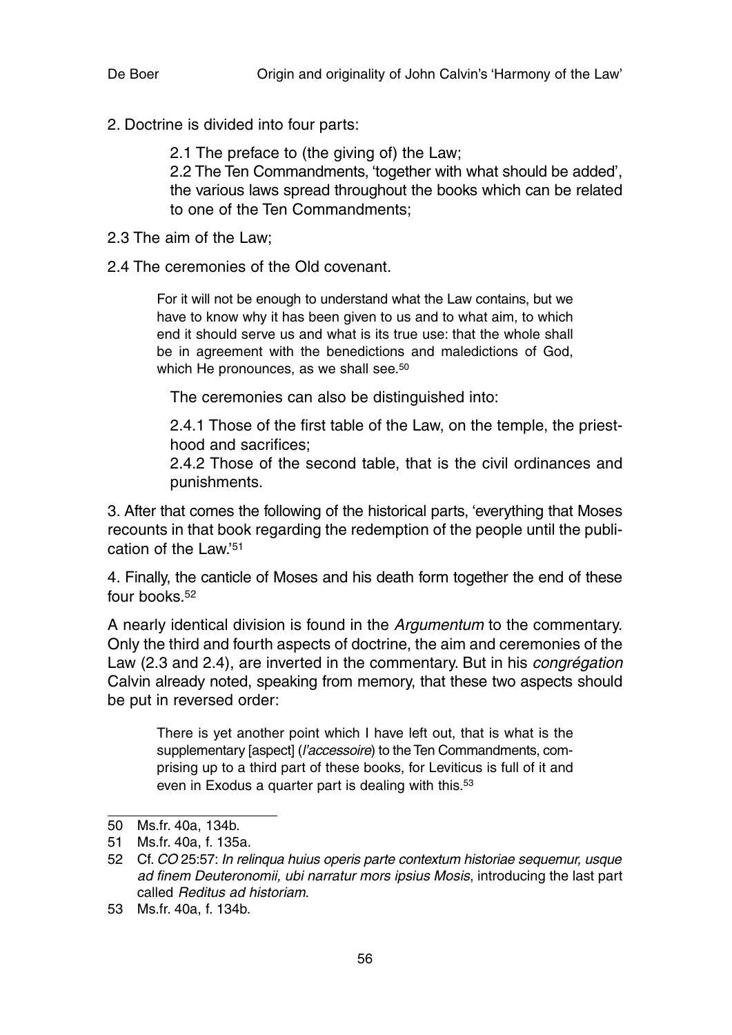2. Doctrine is divided into four parts:

> 2.1 The preface to (the giving of) the Law;
>
> 2.2 The Ten Commandments, 'together with what should be added', the various laws spread throughout the books which can be related to one of the Ten Commandments;

2.3 The aim of the Law;

2.4 The ceremonies of the Old covenant.

> For it will not be enough to understand what the Law contains, but we have to know why it has been given to us and to what aim, to which end it should serve us and what is its true use: that the whole shall be in agreement with the benedictions and maledictions of God, which He pronounces, as we shall see.[50]

> The ceremonies can also be distinguished into:
>
> 2.4.1 Those of the first table of the Law, on the temple, the priesthood and sacrifices;
>
> 2.4.2 Those of the second table, that is the civil ordinances and punishments.

3. After that comes the following of the historical parts, 'everything that Moses recounts in that book regarding the redemption of the people until the publication of the Law.'[51]

4. Finally, the canticle of Moses and his death form together the end of these four books.[52]

A nearly identical division is found in the *Argumentum* to the commentary. Only the third and fourth aspects of doctrine, the aim and ceremonies of the Law (2.3 and 2.4), are inverted in the commentary. But in his *congrégation* Calvin already noted, speaking from memory, that these two aspects should be put in reversed order:

> There is yet another point which I have left out, that is what is the supplementary [aspect] (*l'accessoire*) to the Ten Commandments, comprising up to a third part of these books, for Leviticus is full of it and even in Exodus a quarter part is dealing with this.[53]

---

50 Ms.fr. 40a, 134b.

51 Ms.fr. 40a, f. 135a.

52 Cf. *CO* 25:57: *In relinqua huius operis parte contextum historiae sequemur, usque ad finem Deuteronomii, ubi narratur mors ipsius Mosis*, introducing the last part called *Reditus ad historiam*.

53 Ms.fr. 40a, f. 134b.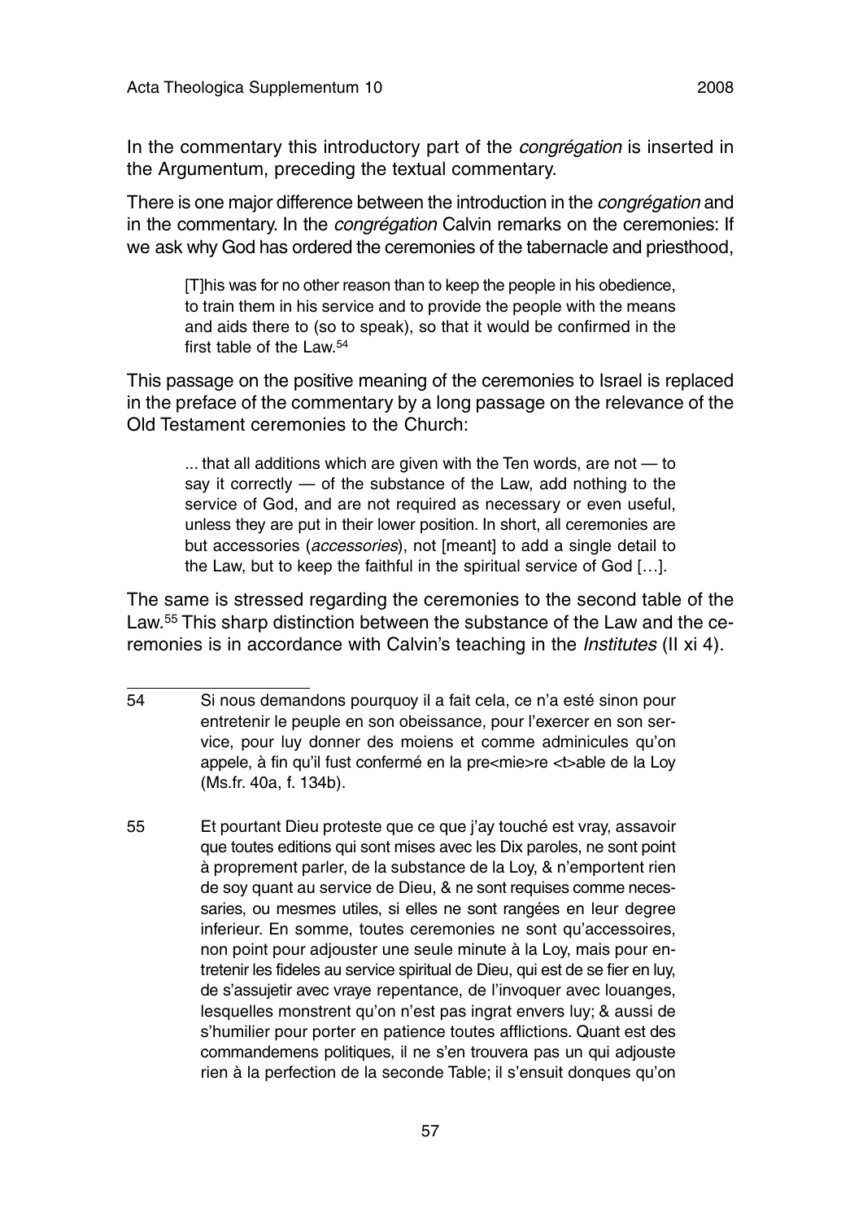In the commentary this introductory part of the *congrégation* is inserted in the Argumentum, preceding the textual commentary.

There is one major difference between the introduction in the *congrégation* and in the commentary. In the *congrégation* Calvin remarks on the ceremonies: If we ask why God has ordered the ceremonies of the tabernacle and priesthood,

> [T]his was for no other reason than to keep the people in his obedience, to train them in his service and to provide the people with the means and aids there to (so to speak), so that it would be confirmed in the first table of the Law.[54]

This passage on the positive meaning of the ceremonies to Israel is replaced in the preface of the commentary by a long passage on the relevance of the Old Testament ceremonies to the Church:

> ... that all additions which are given with the Ten words, are not — to say it correctly — of the substance of the Law, add nothing to the service of God, and are not required as necessary or even useful, unless they are put in their lower position. In short, all ceremonies are but accessories (*accessories*), not [meant] to add a single detail to the Law, but to keep the faithful in the spiritual service of God […].

The same is stressed regarding the ceremonies to the second table of the Law.[55] This sharp distinction between the substance of the Law and the ceremonies is in accordance with Calvin's teaching in the *Institutes* (II xi 4).

---

54 Si nous demandons pourquoy il a fait cela, ce n'a esté sinon pour entretenir le peuple en son obeissance, pour l'exercer en son service, pour luy donner des moiens et comme adminicules qu'on appele, à fin qu'il fust confermé en la pre<mie>re <t>able de la Loy (Ms.fr. 40a, f. 134b).

55 Et pourtant Dieu proteste que ce que j'ay touché est vray, assavoir que toutes editions qui sont mises avec les Dix paroles, ne sont point à proprement parler, de la substance de la Loy, & n'emportent rien de soy quant au service de Dieu, & ne sont requises comme necessaries, ou mesmes utiles, si elles ne sont rangées en leur degree inferieur. En somme, toutes ceremonies ne sont qu'accessoires, non point pour adjouster une seule minute à la Loy, mais pour entretenir les fideles au service spiritual de Dieu, qui est de se fier en luy, de s'assujetir avec vraye repentance, de l'invoquer avec louanges, lesquelles monstrent qu'on n'est pas ingrat envers luy; & aussi de s'humilier pour porter en patience toutes afflictions. Quant est des commandemens politiques, il ne s'en trouvera pas un qui adjouste rien à la perfection de la seconde Table; il s'ensuit donques qu'on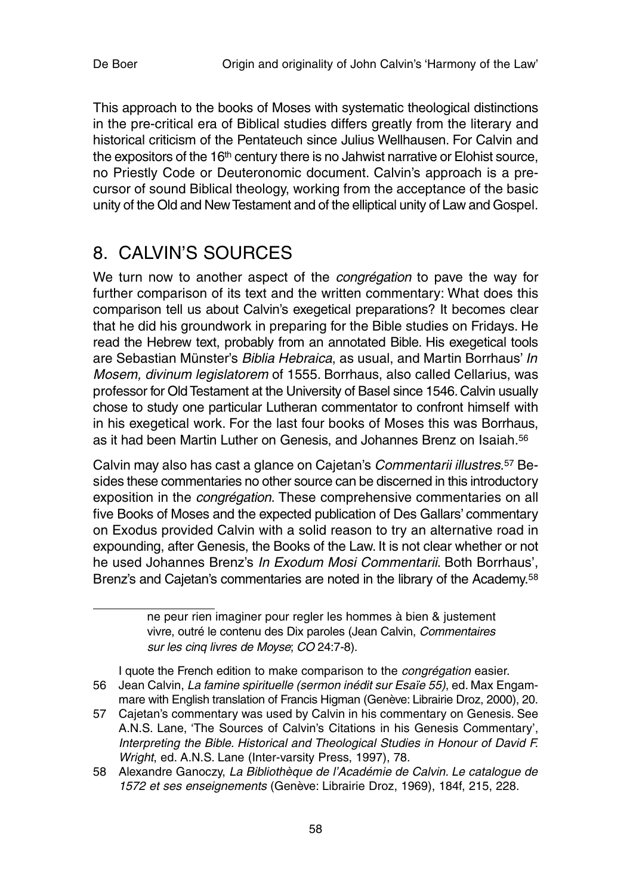This approach to the books of Moses with systematic theological distinctions in the pre-critical era of Biblical studies differs greatly from the literary and historical criticism of the Pentateuch since Julius Wellhausen. For Calvin and the expositors of the 16th century there is no Jahwist narrative or Elohist source, no Priestly Code or Deuteronomic document. Calvin's approach is a precursor of sound Biblical theology, working from the acceptance of the basic unity of the Old and New Testament and of the elliptical unity of Law and Gospel.

## 8. CALVIN'S SOURCES

We turn now to another aspect of the *congrégation* to pave the way for further comparison of its text and the written commentary: What does this comparison tell us about Calvin's exegetical preparations? It becomes clear that he did his groundwork in preparing for the Bible studies on Fridays. He read the Hebrew text, probably from an annotated Bible. His exegetical tools are Sebastian Münster's *Biblia Hebraica*, as usual, and Martin Borrhaus' *In Mosem, divinum legislatorem* of 1555. Borrhaus, also called Cellarius, was professor for Old Testament at the University of Basel since 1546. Calvin usually chose to study one particular Lutheran commentator to confront himself with in his exegetical work. For the last four books of Moses this was Borrhaus, as it had been Martin Luther on Genesis, and Johannes Brenz on Isaiah.[56]

Calvin may also has cast a glance on Cajetan's *Commentarii illustres*.[57] Besides these commentaries no other source can be discerned in this introductory exposition in the *congrégation.* These comprehensive commentaries on all five Books of Moses and the expected publication of Des Gallars' commentary on Exodus provided Calvin with a solid reason to try an alternative road in expounding, after Genesis, the Books of the Law. It is not clear whether or not he used Johannes Brenz's *In Exodum Mosi Commentarii*. Both Borrhaus', Brenz's and Cajetan's commentaries are noted in the library of the Academy.[58]

---

ne peur rien imaginer pour regler les hommes à bien & justement vivre, outré le contenu des Dix paroles (Jean Calvin, *Commentaires sur les cinq livres de Moyse*; *CO* 24:7-8).

I quote the French edition to make comparison to the *congrégation* easier.

56 Jean Calvin, *La famine spirituelle (sermon inédit sur Esaïe 55)*, ed. Max Engammare with English translation of Francis Higman (Genève: Librairie Droz, 2000), 20.

57 Cajetan's commentary was used by Calvin in his commentary on Genesis. See A.N.S. Lane, 'The Sources of Calvin's Citations in his Genesis Commentary', *Interpreting the Bible. Historical and Theological Studies in Honour of David F. Wright*, ed. A.N.S. Lane (Inter-varsity Press, 1997), 78.

58 Alexandre Ganoczy, *La Bibliothèque de l'Académie de Calvin. Le catalogue de 1572 et ses enseignements* (Genève: Librairie Droz, 1969), 184f, 215, 228.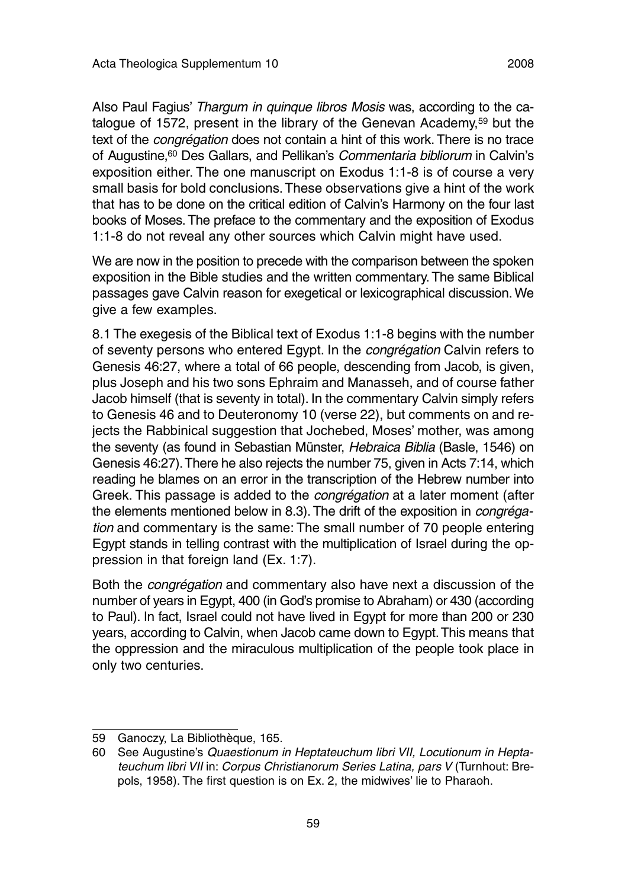Also Paul Fagius' *Thargum in quinque libros Mosis* was, according to the catalogue of 1572, present in the library of the Genevan Academy,[59] but the text of the *congrégation* does not contain a hint of this work. There is no trace of Augustine,[60] Des Gallars, and Pellikan's *Commentaria bibliorum* in Calvin's exposition either. The one manuscript on Exodus 1:1-8 is of course a very small basis for bold conclusions. These observations give a hint of the work that has to be done on the critical edition of Calvin's Harmony on the four last books of Moses. The preface to the commentary and the exposition of Exodus 1:1-8 do not reveal any other sources which Calvin might have used.

We are now in the position to precede with the comparison between the spoken exposition in the Bible studies and the written commentary. The same Biblical passages gave Calvin reason for exegetical or lexicographical discussion. We give a few examples.

8.1 The exegesis of the Biblical text of Exodus 1:1-8 begins with the number of seventy persons who entered Egypt. In the *congrégation* Calvin refers to Genesis 46:27, where a total of 66 people, descending from Jacob, is given, plus Joseph and his two sons Ephraim and Manasseh, and of course father Jacob himself (that is seventy in total). In the commentary Calvin simply refers to Genesis 46 and to Deuteronomy 10 (verse 22), but comments on and rejects the Rabbinical suggestion that Jochebed, Moses' mother, was among the seventy (as found in Sebastian Münster, *Hebraica Biblia* (Basle, 1546) on Genesis 46:27). There he also rejects the number 75, given in Acts 7:14, which reading he blames on an error in the transcription of the Hebrew number into Greek. This passage is added to the *congrégation* at a later moment (after the elements mentioned below in 8.3). The drift of the exposition in *congrégation* and commentary is the same: The small number of 70 people entering Egypt stands in telling contrast with the multiplication of Israel during the oppression in that foreign land (Ex. 1:7).

Both the *congrégation* and commentary also have next a discussion of the number of years in Egypt, 400 (in God's promise to Abraham) or 430 (according to Paul). In fact, Israel could not have lived in Egypt for more than 200 or 230 years, according to Calvin, when Jacob came down to Egypt. This means that the oppression and the miraculous multiplication of the people took place in only two centuries.

---

59 Ganoczy, La Bibliothèque, 165.

60 See Augustine's *Quaestionum in Heptateuchum libri VII, Locutionum in Heptateuchum libri VII* in: *Corpus Christianorum Series Latina, pars V* (Turnhout: Brepols, 1958). The first question is on Ex. 2, the midwives' lie to Pharaoh.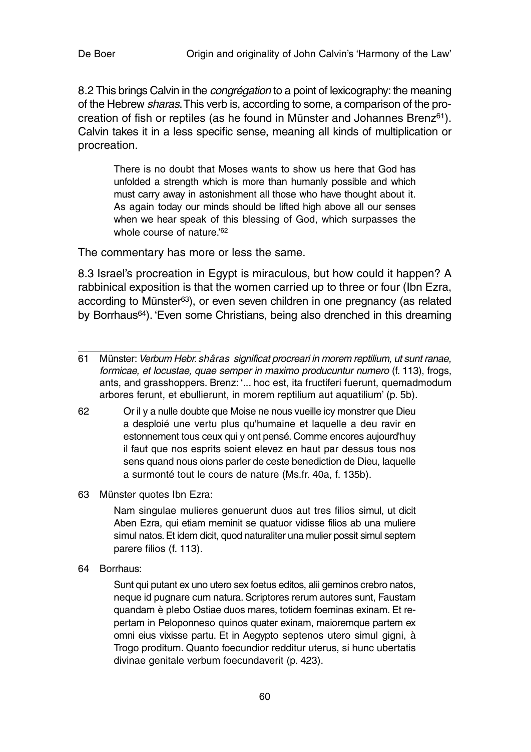8.2 This brings Calvin in the *congrégation* to a point of lexicography: the meaning of the Hebrew *sharas*. This verb is, according to some, a comparison of the procreation of fish or reptiles (as he found in Münster and Johannes Brenz[61]). Calvin takes it in a less specific sense, meaning all kinds of multiplication or procreation.

> There is no doubt that Moses wants to show us here that God has unfolded a strength which is more than humanly possible and which must carry away in astonishment all those who have thought about it. As again today our minds should be lifted high above all our senses when we hear speak of this blessing of God, which surpasses the whole course of nature.'[62]

The commentary has more or less the same.

8.3 Israel's procreation in Egypt is miraculous, but how could it happen? A rabbinical exposition is that the women carried up to three or four (Ibn Ezra, according to Münster[63]), or even seven children in one pregnancy (as related by Borrhaus[64]). 'Even some Christians, being also drenched in this dreaming

---

61 Münster: *Verbum Hebr. shâras significat procreari in morem reptilium, ut sunt ranae, formicae, et locustae, quae semper in maximo producuntur numero* (f. 113), frogs, ants, and grasshoppers. Brenz: '... hoc est, ita fructiferi fuerunt, quemadmodum arbores ferunt, et ebullierunt, in morem reptilium aut aquatilium' (p. 5b).

62 Or il y a nulle doubte que Moise ne nous vueille icy monstrer que Dieu a desploié une vertu plus qu'humaine et laquelle a deu ravir en estonnement tous ceux qui y ont pensé. Comme encores aujourd'huy il faut que nos esprits soient elevez en haut par dessus tous nos sens quand nous oions parler de ceste benediction de Dieu, laquelle a surmonté tout le cours de nature (Ms.fr. 40a, f. 135b).

63 Münster quotes Ibn Ezra:

> Nam singulae mulieres genuerunt duos aut tres filios simul, ut dicit Aben Ezra, qui etiam meminit se quatuor vidisse filios ab una muliere simul natos. Et idem dicit, quod naturaliter una mulier possit simul septem parere filios (f. 113).

64 Borrhaus:

> Sunt qui putant ex uno utero sex foetus editos, alii geminos crebro natos, neque id pugnare cum natura. Scriptores rerum autores sunt, Faustam quandam è plebo Ostiae duos mares, totidem foeminas exinam. Et repertam in Peloponneso quinos quater exinam, maioremque partem ex omni eius vixisse partu. Et in Aegypto septenos utero simul gigni, à Trogo proditum. Quanto foecundior redditur uterus, si hunc ubertatis divinae genitale verbum foecundaverit (p. 423).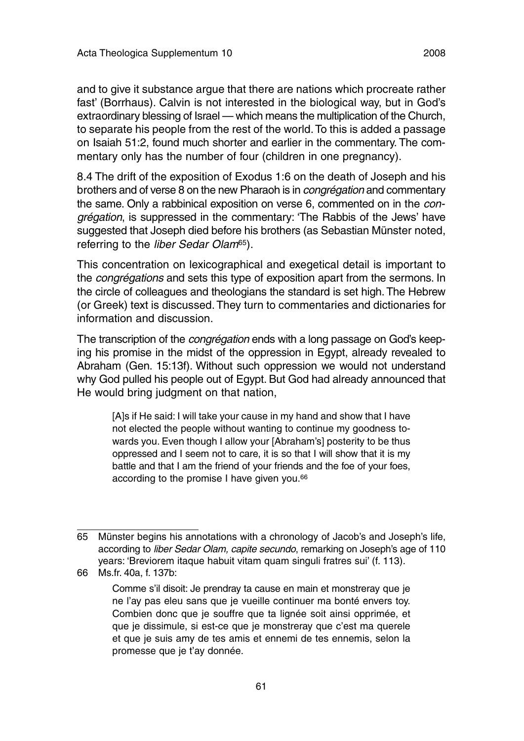and to give it substance argue that there are nations which procreate rather fast' (Borrhaus). Calvin is not interested in the biological way, but in God's extraordinary blessing of Israel — which means the multiplication of the Church, to separate his people from the rest of the world. To this is added a passage on Isaiah 51:2, found much shorter and earlier in the commentary. The commentary only has the number of four (children in one pregnancy).

8.4 The drift of the exposition of Exodus 1:6 on the death of Joseph and his brothers and of verse 8 on the new Pharaoh is in *congrégation* and commentary the same. Only a rabbinical exposition on verse 6, commented on in the *congrégation*, is suppressed in the commentary: 'The Rabbis of the Jews' have suggested that Joseph died before his brothers (as Sebastian Münster noted, referring to the *liber Sedar Olam*[65]).

This concentration on lexicographical and exegetical detail is important to the *congrégations* and sets this type of exposition apart from the sermons. In the circle of colleagues and theologians the standard is set high. The Hebrew (or Greek) text is discussed. They turn to commentaries and dictionaries for information and discussion.

The transcription of the *congrégation* ends with a long passage on God's keeping his promise in the midst of the oppression in Egypt, already revealed to Abraham (Gen. 15:13f). Without such oppression we would not understand why God pulled his people out of Egypt. But God had already announced that He would bring judgment on that nation,

> [A]s if He said: I will take your cause in my hand and show that I have not elected the people without wanting to continue my goodness towards you. Even though I allow your [Abraham's] posterity to be thus oppressed and I seem not to care, it is so that I will show that it is my battle and that I am the friend of your friends and the foe of your foes, according to the promise I have given you.[66]

---

65 Münster begins his annotations with a chronology of Jacob's and Joseph's life, according to *liber Sedar Olam, capite secundo*, remarking on Joseph's age of 110 years: 'Breviorem itaque habuit vitam quam singuli fratres sui' (f. 113).

66 Ms.fr. 40a, f. 137b:

> Comme s'il disoit: Je prendray ta cause en main et monstreray que je ne l'ay pas eleu sans que je vueille continuer ma bonté envers toy. Combien donc que je souffre que ta lignée soit ainsi opprimée, et que je dissimule, si est-ce que je monstreray que c'est ma querele et que je suis amy de tes amis et ennemi de tes ennemis, selon la promesse que je t'ay donnée.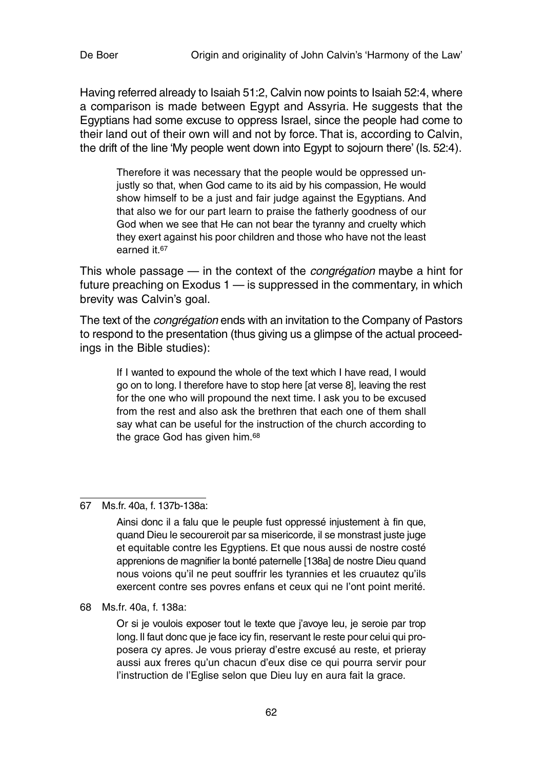Having referred already to Isaiah 51:2, Calvin now points to Isaiah 52:4, where a comparison is made between Egypt and Assyria. He suggests that the Egyptians had some excuse to oppress Israel, since the people had come to their land out of their own will and not by force. That is, according to Calvin, the drift of the line 'My people went down into Egypt to sojourn there' (Is. 52:4).

> Therefore it was necessary that the people would be oppressed unjustly so that, when God came to its aid by his compassion, He would show himself to be a just and fair judge against the Egyptians. And that also we for our part learn to praise the fatherly goodness of our God when we see that He can not bear the tyranny and cruelty which they exert against his poor children and those who have not the least earned it.[67]

This whole passage — in the context of the *congrégation* maybe a hint for future preaching on Exodus 1 — is suppressed in the commentary, in which brevity was Calvin's goal.

The text of the *congrégation* ends with an invitation to the Company of Pastors to respond to the presentation (thus giving us a glimpse of the actual proceedings in the Bible studies):

> If I wanted to expound the whole of the text which I have read, I would go on to long. I therefore have to stop here [at verse 8], leaving the rest for the one who will propound the next time. I ask you to be excused from the rest and also ask the brethren that each one of them shall say what can be useful for the instruction of the church according to the grace God has given him.[68]

---

67 Ms.fr. 40a, f. 137b-138a:

> Ainsi donc il a falu que le peuple fust oppressé injustement à fin que, quand Dieu le secoureroit par sa misericorde, il se monstrast juste juge et equitable contre les Egyptiens. Et que nous aussi de nostre costé apprenions de magnifier la bonté paternelle [138a] de nostre Dieu quand nous voions qu'il ne peut souffrir les tyrannies et les cruautez qu'ils exercent contre ses povres enfans et ceux qui ne l'ont point merité.

68 Ms.fr. 40a, f. 138a:

> Or si je voulois exposer tout le texte que j'avoye leu, je seroie par trop long. Il faut donc que je face icy fin, reservant le reste pour celui qui proposera cy apres. Je vous prieray d'estre excusé au reste, et prieray aussi aux freres qu'un chacun d'eux dise ce qui pourra servir pour l'instruction de l'Eglise selon que Dieu luy en aura fait la grace.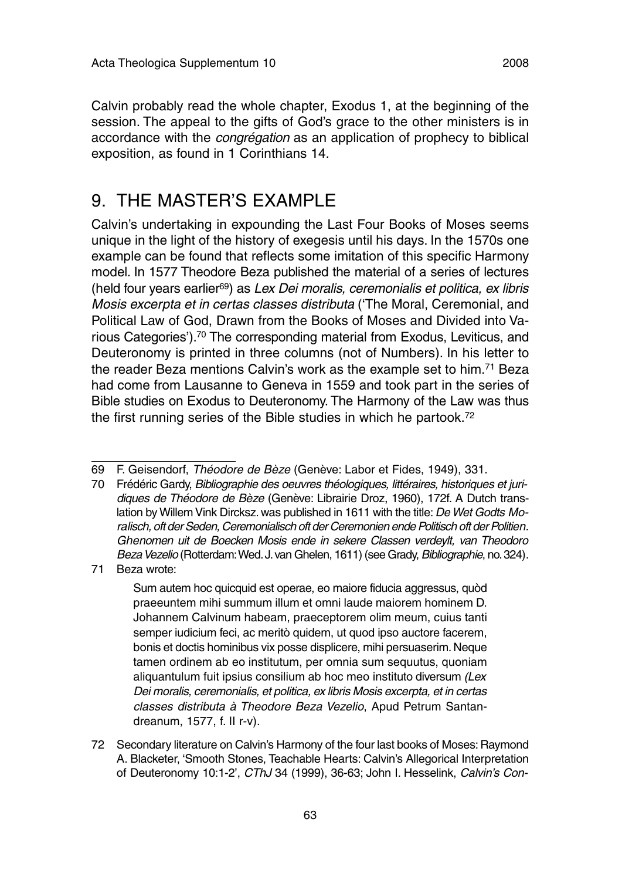Calvin probably read the whole chapter, Exodus 1, at the beginning of the session. The appeal to the gifts of God's grace to the other ministers is in accordance with the *congrégation* as an application of prophecy to biblical exposition, as found in 1 Corinthians 14.

## 9. THE MASTER'S EXAMPLE

Calvin's undertaking in expounding the Last Four Books of Moses seems unique in the light of the history of exegesis until his days. In the 1570s one example can be found that reflects some imitation of this specific Harmony model. In 1577 Theodore Beza published the material of a series of lectures (held four years earlier[69]) as *Lex Dei moralis, ceremonialis et politica, ex libris Mosis excerpta et in certas classes distributa* ('The Moral, Ceremonial, and Political Law of God, Drawn from the Books of Moses and Divided into Various Categories').[70] The corresponding material from Exodus, Leviticus, and Deuteronomy is printed in three columns (not of Numbers). In his letter to the reader Beza mentions Calvin's work as the example set to him.[71] Beza had come from Lausanne to Geneva in 1559 and took part in the series of Bible studies on Exodus to Deuteronomy. The Harmony of the Law was thus the first running series of the Bible studies in which he partook.[72]

---

69 F. Geisendorf, *Théodore de Bèze* (Genève: Labor et Fides, 1949), 331.

70 Frédéric Gardy, *Bibliographie des oeuvres théologiques, littéraires, historiques et juridiques de Théodore de Bèze* (Genève: Librairie Droz, 1960), 172f. A Dutch translation by Willem Vink Dircksz. was published in 1611 with the title: *De Wet Godts Moralisch, oft der Seden, Ceremonialisch oft der Ceremonien ende Politisch oft der Politien. Ghenomen uit de Boecken Mosis ende in sekere Classen verdeylt, van Theodoro Beza Vezelio* (Rotterdam: Wed. J. van Ghelen, 1611) (see Grady, *Bibliographie*, no. 324).

71 Beza wrote:

> Sum autem hoc quicquid est operae, eo maiore fiducia aggressus, quòd praeeuntem mihi summum illum et omni laude maiorem hominem D. Johannem Calvinum habeam, praeceptorem olim meum, cuius tanti semper iudicium feci, ac meritò quidem, ut quod ipso auctore facerem, bonis et doctis hominibus vix posse displicere, mihi persuaserim. Neque tamen ordinem ab eo institutum, per omnia sum sequutus, quoniam aliquantulum fuit ipsius consilium ab hoc meo instituto diversum *(Lex Dei moralis, ceremonialis, et politica, ex libris Mosis excerpta, et in certas classes distributa à Theodore Beza Vezelio*, Apud Petrum Santandreanum, 1577, f. II r-v).

72 Secondary literature on Calvin's Harmony of the four last books of Moses: Raymond A. Blacketer, 'Smooth Stones, Teachable Hearts: Calvin's Allegorical Interpretation of Deuteronomy 10:1-2', *CThJ* 34 (1999), 36-63; John I. Hesselink, *Calvin's Con-*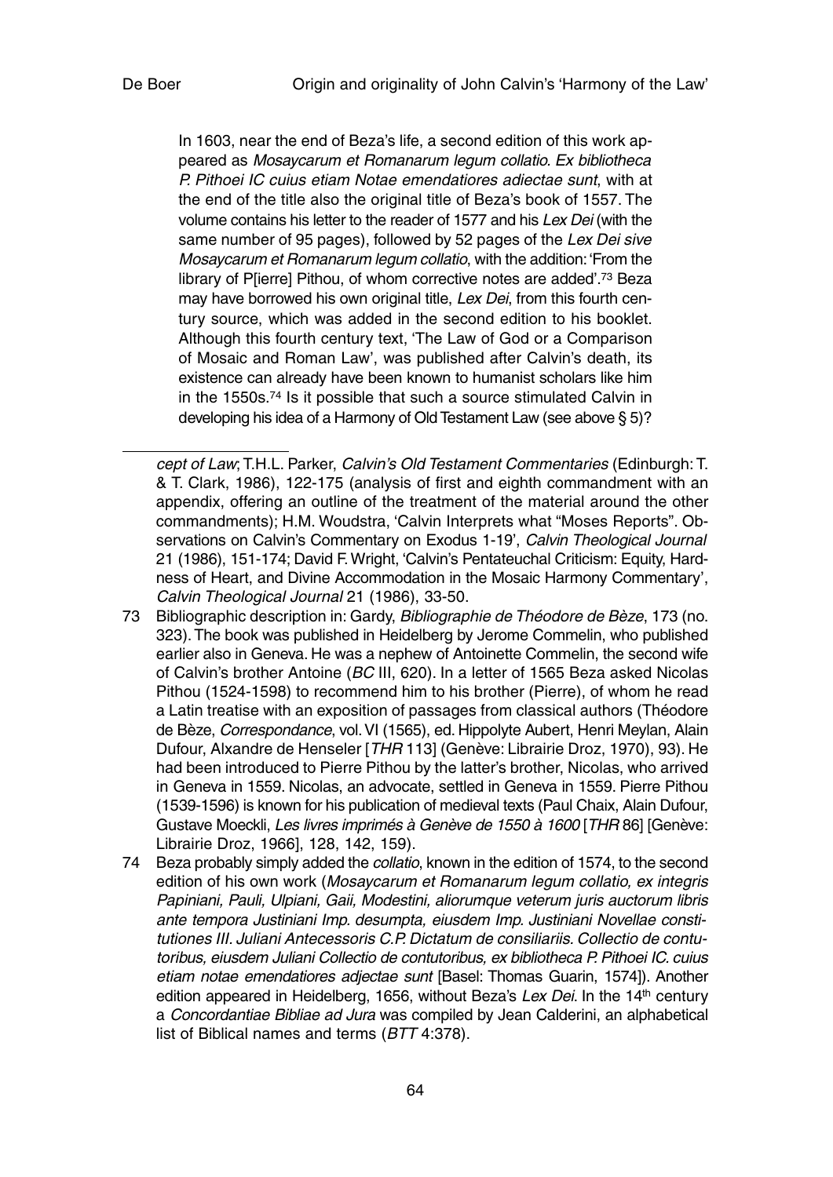In 1603, near the end of Beza's life, a second edition of this work appeared as *Mosaycarum et Romanarum legum collatio. Ex bibliotheca P. Pithoei IC cuius etiam Notae emendatiores adiectae sunt*, with at the end of the title also the original title of Beza's book of 1557. The volume contains his letter to the reader of 1577 and his *Lex Dei* (with the same number of 95 pages), followed by 52 pages of the *Lex Dei sive Mosaycarum et Romanarum legum collatio*, with the addition: 'From the library of P[ierre] Pithou, of whom corrective notes are added'.[73] Beza may have borrowed his own original title, *Lex Dei*, from this fourth century source, which was added in the second edition to his booklet. Although this fourth century text, 'The Law of God or a Comparison of Mosaic and Roman Law', was published after Calvin's death, its existence can already have been known to humanist scholars like him in the 1550s.[74] Is it possible that such a source stimulated Calvin in developing his idea of a Harmony of Old Testament Law (see above § 5)?

---

*cept of Law*; T.H.L. Parker, *Calvin's Old Testament Commentaries* (Edinburgh: T. & T. Clark, 1986), 122-175 (analysis of first and eighth commandment with an appendix, offering an outline of the treatment of the material around the other commandments); H.M. Woudstra, 'Calvin Interprets what "Moses Reports". Observations on Calvin's Commentary on Exodus 1-19', *Calvin Theological Journal* 21 (1986), 151-174; David F. Wright, 'Calvin's Pentateuchal Criticism: Equity, Hardness of Heart, and Divine Accommodation in the Mosaic Harmony Commentary', *Calvin Theological Journal* 21 (1986), 33-50.

73 Bibliographic description in: Gardy, *Bibliographie de Théodore de Bèze*, 173 (no. 323). The book was published in Heidelberg by Jerome Commelin, who published earlier also in Geneva. He was a nephew of Antoinette Commelin, the second wife of Calvin's brother Antoine (*BC* III, 620). In a letter of 1565 Beza asked Nicolas Pithou (1524-1598) to recommend him to his brother (Pierre), of whom he read a Latin treatise with an exposition of passages from classical authors (Théodore de Bèze, *Correspondance*, vol. VI (1565), ed. Hippolyte Aubert, Henri Meylan, Alain Dufour, Alxandre de Henseler [*THR* 113] (Genève: Librairie Droz, 1970), 93). He had been introduced to Pierre Pithou by the latter's brother, Nicolas, who arrived in Geneva in 1559. Nicolas, an advocate, settled in Geneva in 1559. Pierre Pithou (1539-1596) is known for his publication of medieval texts (Paul Chaix, Alain Dufour, Gustave Moeckli, *Les livres imprimés à Genève de 1550 à 1600* [*THR* 86] [Genève: Librairie Droz, 1966], 128, 142, 159).

74 Beza probably simply added the *collatio*, known in the edition of 1574, to the second edition of his own work (*Mosaycarum et Romanarum legum collatio, ex integris Papiniani, Pauli, Ulpiani, Gaii, Modestini, aliorumque veterum juris auctorum libris ante tempora Justiniani Imp. desumpta, eiusdem Imp. Justiniani Novellae constitutiones III. Juliani Antecessoris C.P. Dictatum de consiliariis. Collectio de contutoribus, eiusdem Juliani Collectio de contutoribus, ex bibliotheca P. Pithoei IC. cuius etiam notae emendatiores adjectae sunt* [Basel: Thomas Guarin, 1574]). Another edition appeared in Heidelberg, 1656, without Beza's *Lex Dei*. In the 14th century a *Concordantiae Bibliae ad Jura* was compiled by Jean Calderini, an alphabetical list of Biblical names and terms (*BTT* 4:378).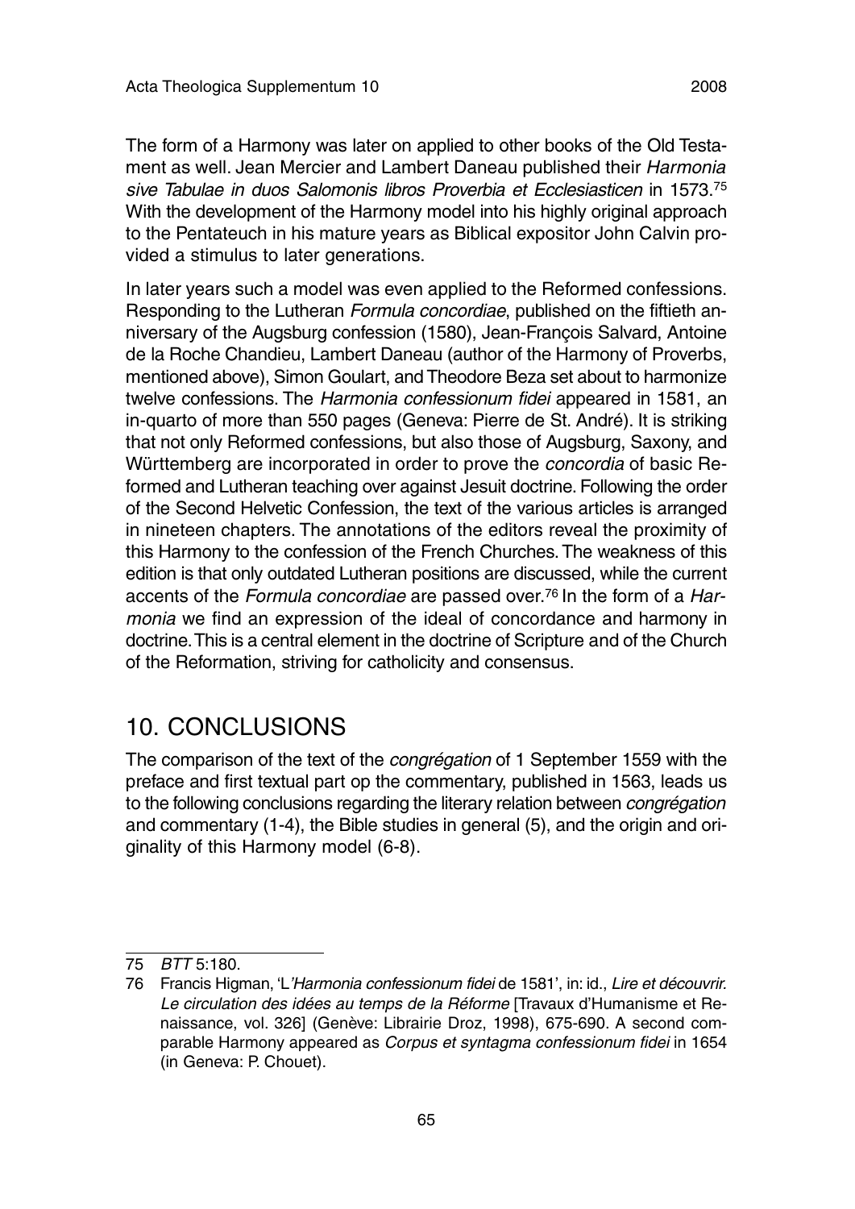The form of a Harmony was later on applied to other books of the Old Testament as well. Jean Mercier and Lambert Daneau published their *Harmonia sive Tabulae in duos Salomonis libros Proverbia et Ecclesiasticen* in 1573.[75] With the development of the Harmony model into his highly original approach to the Pentateuch in his mature years as Biblical expositor John Calvin provided a stimulus to later generations.

In later years such a model was even applied to the Reformed confessions. Responding to the Lutheran *Formula concordiae*, published on the fiftieth anniversary of the Augsburg confession (1580), Jean-François Salvard, Antoine de la Roche Chandieu, Lambert Daneau (author of the Harmony of Proverbs, mentioned above), Simon Goulart, and Theodore Beza set about to harmonize twelve confessions. The *Harmonia confessionum fidei* appeared in 1581, an in-quarto of more than 550 pages (Geneva: Pierre de St. André). It is striking that not only Reformed confessions, but also those of Augsburg, Saxony, and Württemberg are incorporated in order to prove the *concordia* of basic Reformed and Lutheran teaching over against Jesuit doctrine. Following the order of the Second Helvetic Confession, the text of the various articles is arranged in nineteen chapters. The annotations of the editors reveal the proximity of this Harmony to the confession of the French Churches. The weakness of this edition is that only outdated Lutheran positions are discussed, while the current accents of the *Formula concordiae* are passed over.[76] In the form of a *Harmonia* we find an expression of the ideal of concordance and harmony in doctrine. This is a central element in the doctrine of Scripture and of the Church of the Reformation, striving for catholicity and consensus.

## 10. CONCLUSIONS

The comparison of the text of the *congrégation* of 1 September 1559 with the preface and first textual part op the commentary, published in 1563, leads us to the following conclusions regarding the literary relation between *congrégation* and commentary (1-4), the Bible studies in general (5), and the origin and originality of this Harmony model (6-8).

---

75 *BTT* 5:180.

76 Francis Higman, 'L'*Harmonia confessionum fidei* de 1581', in: id., *Lire et découvrir. Le circulation des idées au temps de la Réforme* [Travaux d'Humanisme et Renaissance, vol. 326] (Genève: Librairie Droz, 1998), 675-690. A second comparable Harmony appeared as *Corpus et syntagma confessionum fidei* in 1654 (in Geneva: P. Chouet).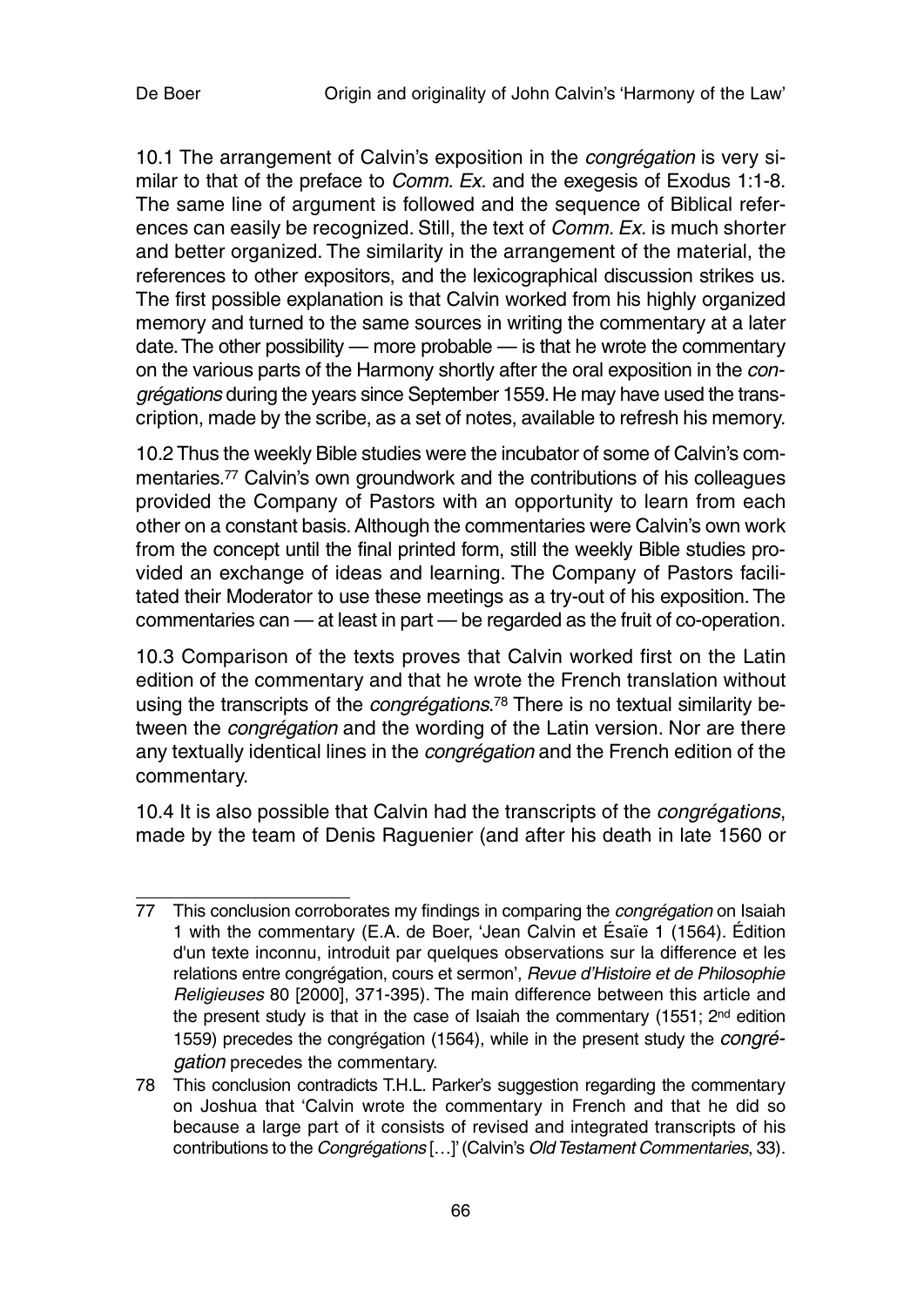10.1 The arrangement of Calvin's exposition in the *congrégation* is very similar to that of the preface to *Comm. Ex.* and the exegesis of Exodus 1:1-8. The same line of argument is followed and the sequence of Biblical references can easily be recognized. Still, the text of *Comm. Ex.* is much shorter and better organized. The similarity in the arrangement of the material, the references to other expositors, and the lexicographical discussion strikes us. The first possible explanation is that Calvin worked from his highly organized memory and turned to the same sources in writing the commentary at a later date. The other possibility — more probable — is that he wrote the commentary on the various parts of the Harmony shortly after the oral exposition in the *congrégations* during the years since September 1559. He may have used the transcription, made by the scribe, as a set of notes, available to refresh his memory.

10.2 Thus the weekly Bible studies were the incubator of some of Calvin's commentaries.[77] Calvin's own groundwork and the contributions of his colleagues provided the Company of Pastors with an opportunity to learn from each other on a constant basis. Although the commentaries were Calvin's own work from the concept until the final printed form, still the weekly Bible studies provided an exchange of ideas and learning. The Company of Pastors facilitated their Moderator to use these meetings as a try-out of his exposition. The commentaries can — at least in part — be regarded as the fruit of co-operation.

10.3 Comparison of the texts proves that Calvin worked first on the Latin edition of the commentary and that he wrote the French translation without using the transcripts of the *congrégations*.[78] There is no textual similarity between the *congrégation* and the wording of the Latin version. Nor are there any textually identical lines in the *congrégation* and the French edition of the commentary.

10.4 It is also possible that Calvin had the transcripts of the *congrégations*, made by the team of Denis Raguenier (and after his death in late 1560 or

---

77 This conclusion corroborates my findings in comparing the *congrégation* on Isaiah 1 with the commentary (E.A. de Boer, 'Jean Calvin et Ésaïe 1 (1564). Édition d'un texte inconnu, introduit par quelques observations sur la difference et les relations entre congrégation, cours et sermon', *Revue d'Histoire et de Philosophie Religieuses* 80 [2000], 371-395). The main difference between this article and the present study is that in the case of Isaiah the commentary (1551; 2nd edition 1559) precedes the congrégation (1564), while in the present study the *congrégation* precedes the commentary.

78 This conclusion contradicts T.H.L. Parker's suggestion regarding the commentary on Joshua that 'Calvin wrote the commentary in French and that he did so because a large part of it consists of revised and integrated transcripts of his contributions to the *Congrégations* […]' (Calvin's *Old Testament Commentaries*, 33).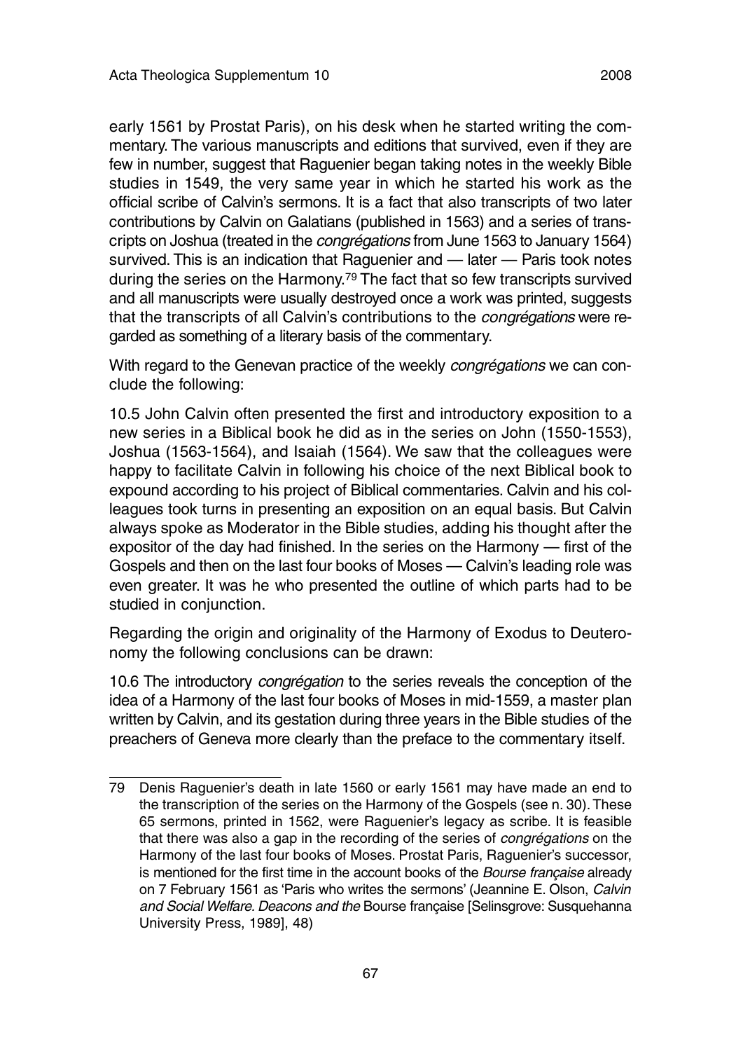early 1561 by Prostat Paris), on his desk when he started writing the commentary. The various manuscripts and editions that survived, even if they are few in number, suggest that Raguenier began taking notes in the weekly Bible studies in 1549, the very same year in which he started his work as the official scribe of Calvin's sermons. It is a fact that also transcripts of two later contributions by Calvin on Galatians (published in 1563) and a series of transcripts on Joshua (treated in the *congrégations* from June 1563 to January 1564) survived. This is an indication that Raguenier and — later — Paris took notes during the series on the Harmony.[79] The fact that so few transcripts survived and all manuscripts were usually destroyed once a work was printed, suggests that the transcripts of all Calvin's contributions to the *congrégations* were regarded as something of a literary basis of the commentary.

With regard to the Genevan practice of the weekly *congrégations* we can conclude the following:

10.5 John Calvin often presented the first and introductory exposition to a new series in a Biblical book he did as in the series on John (1550-1553), Joshua (1563-1564), and Isaiah (1564). We saw that the colleagues were happy to facilitate Calvin in following his choice of the next Biblical book to expound according to his project of Biblical commentaries. Calvin and his colleagues took turns in presenting an exposition on an equal basis. But Calvin always spoke as Moderator in the Bible studies, adding his thought after the expositor of the day had finished. In the series on the Harmony — first of the Gospels and then on the last four books of Moses — Calvin's leading role was even greater. It was he who presented the outline of which parts had to be studied in conjunction.

Regarding the origin and originality of the Harmony of Exodus to Deuteronomy the following conclusions can be drawn:

10.6 The introductory *congrégation* to the series reveals the conception of the idea of a Harmony of the last four books of Moses in mid-1559, a master plan written by Calvin, and its gestation during three years in the Bible studies of the preachers of Geneva more clearly than the preface to the commentary itself.

---

79 Denis Raguenier's death in late 1560 or early 1561 may have made an end to the transcription of the series on the Harmony of the Gospels (see n. 30). These 65 sermons, printed in 1562, were Raguenier's legacy as scribe. It is feasible that there was also a gap in the recording of the series of *congrégations* on the Harmony of the last four books of Moses. Prostat Paris, Raguenier's successor, is mentioned for the first time in the account books of the *Bourse française* already on 7 February 1561 as 'Paris who writes the sermons' (Jeannine E. Olson, *Calvin and Social Welfare. Deacons and the* Bourse française [Selinsgrove: Susquehanna University Press, 1989], 48)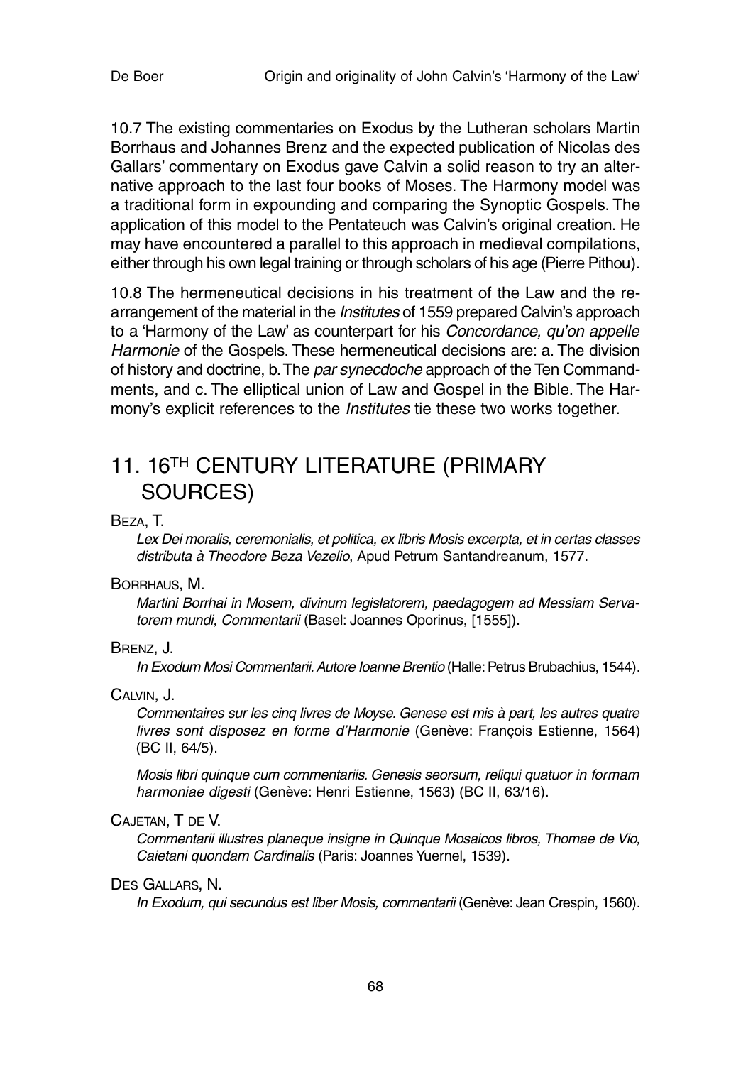10.7 The existing commentaries on Exodus by the Lutheran scholars Martin Borrhaus and Johannes Brenz and the expected publication of Nicolas des Gallars' commentary on Exodus gave Calvin a solid reason to try an alternative approach to the last four books of Moses. The Harmony model was a traditional form in expounding and comparing the Synoptic Gospels. The application of this model to the Pentateuch was Calvin's original creation. He may have encountered a parallel to this approach in medieval compilations, either through his own legal training or through scholars of his age (Pierre Pithou).

10.8 The hermeneutical decisions in his treatment of the Law and the rearrangement of the material in the *Institutes* of 1559 prepared Calvin's approach to a 'Harmony of the Law' as counterpart for his *Concordance, qu'on appelle Harmonie* of the Gospels. These hermeneutical decisions are: a. The division of history and doctrine, b. The *par synecdoche* approach of the Ten Commandments, and c. The elliptical union of Law and Gospel in the Bible. The Harmony's explicit references to the *Institutes* tie these two works together.

## 11. 16TH CENTURY LITERATURE (PRIMARY SOURCES)

Beza, T.

*Lex Dei moralis, ceremonialis, et politica, ex libris Mosis excerpta, et in certas classes distributa à Theodore Beza Vezelio*, Apud Petrum Santandreanum, 1577.

Borrhaus, M.

*Martini Borrhai in Mosem, divinum legislatorem, paedagogem ad Messiam Servatorem mundi, Commentarii* (Basel: Joannes Oporinus, [1555]).

Brenz, J.

*In Exodum Mosi Commentarii. Autore Ioanne Brentio* (Halle: Petrus Brubachius, 1544).

Calvin, J.

*Commentaires sur les cinq livres de Moyse. Genese est mis à part, les autres quatre livres sont disposez en forme d'Harmonie* (Genève: François Estienne, 1564) (BC II, 64/5).

*Mosis libri quinque cum commentariis. Genesis seorsum, reliqui quatuor in formam harmoniae digesti* (Genève: Henri Estienne, 1563) (BC II, 63/16).

Cajetan, T de V.

*Commentarii illustres planeque insigne in Quinque Mosaicos libros, Thomae de Vio, Caietani quondam Cardinalis* (Paris: Joannes Yuernel, 1539).

Des Gallars, N.

*In Exodum, qui secundus est liber Mosis, commentarii* (Genève: Jean Crespin, 1560).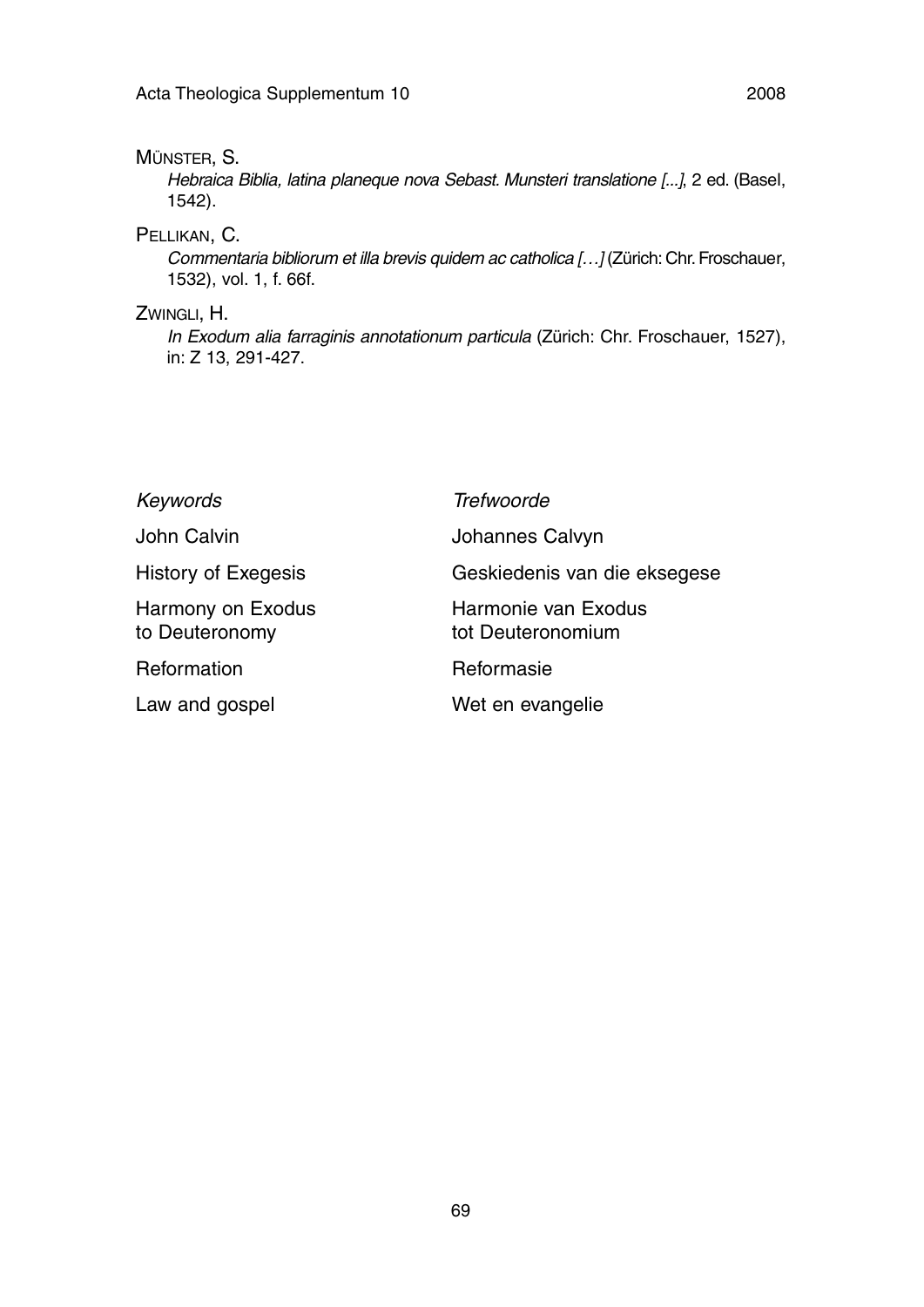MÜNSTER, S.

*Hebraica Biblia, latina planeque nova Sebast. Munsteri translatione [...]*, 2 ed. (Basel, 1542).

PELLIKAN, C.

*Commentaria bibliorum et illa brevis quidem ac catholica […]* (Zürich: Chr. Froschauer, 1532), vol. 1, f. 66f.

ZWINGLI, H.

*In Exodum alia farraginis annotationum particula* (Zürich: Chr. Froschauer, 1527), in: Z 13, 291-427.

| *Keywords* | *Trefwoorde* |
|---|---|
| John Calvin | Johannes Calvyn |
| History of Exegesis | Geskiedenis van die eksegese |
| Harmony on Exodus to Deuteronomy | Harmonie van Exodus tot Deuteronomium |
| Reformation | Reformasie |
| Law and gospel | Wet en evangelie |